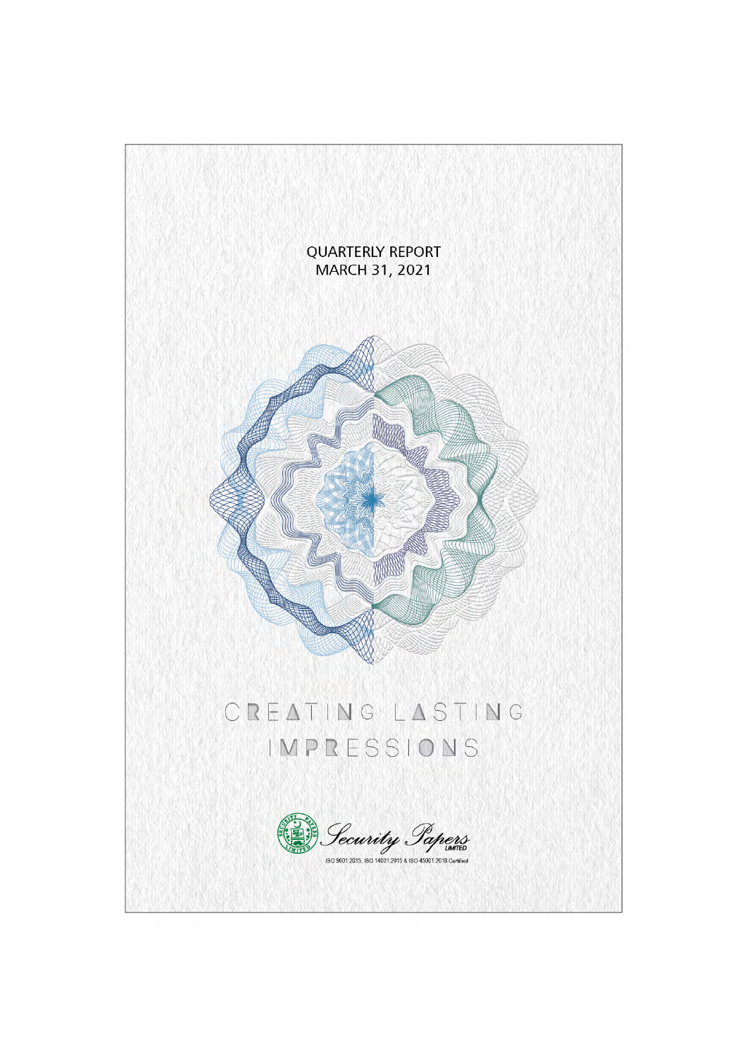# QUARTERLY REPORT
## MARCH 31, 2021

CREATING LASTING IMPRESSIONS

Security Papers LIMITED

ISO 9001:2015, ISO 14001:2015 & ISO 45001:2018 Certified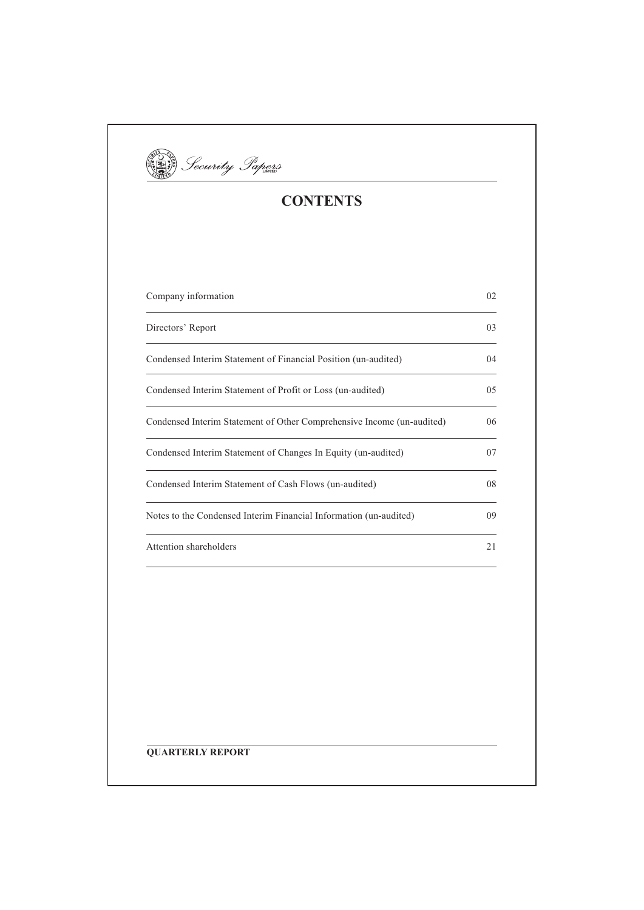Security Papers

# CONTENTS

| | |
|---|---|
| Company information | 02 |
| Directors' Report | 03 |
| Condensed Interim Statement of Financial Position (un-audited) | 04 |
| Condensed Interim Statement of Profit or Loss (un-audited) | 05 |
| Condensed Interim Statement of Other Comprehensive Income (un-audited) | 06 |
| Condensed Interim Statement of Changes In Equity (un-audited) | 07 |
| Condensed Interim Statement of Cash Flows (un-audited) | 08 |
| Notes to the Condensed Interim Financial Information (un-audited) | 09 |
| Attention shareholders | 21 |

**QUARTERLY REPORT**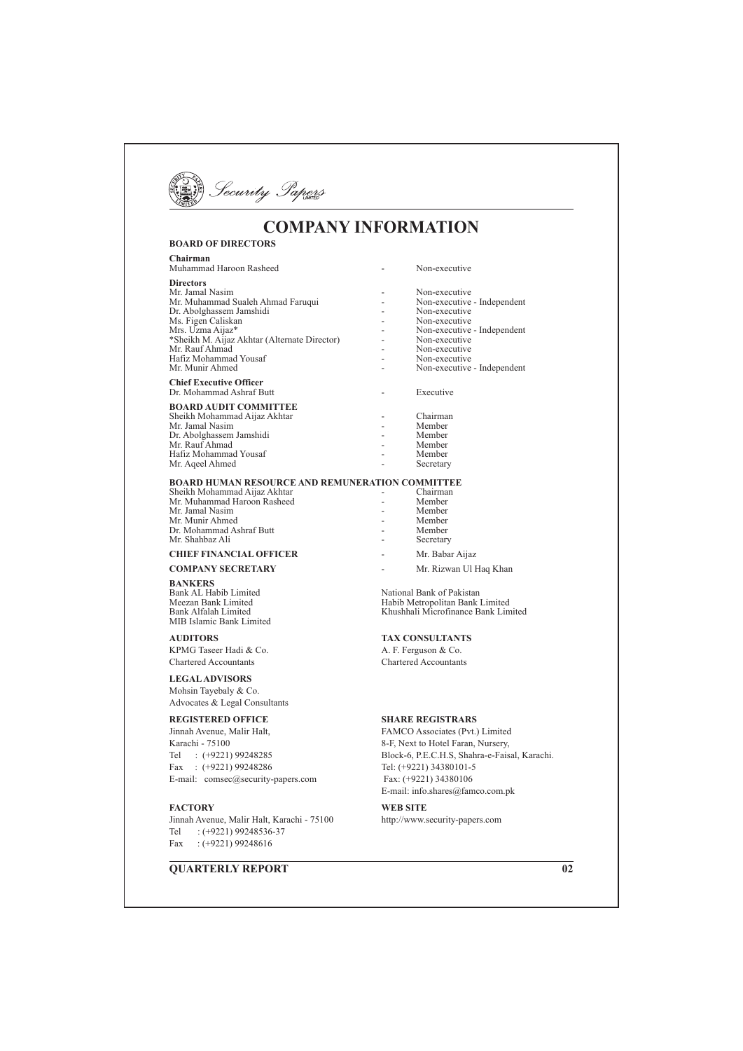# COMPANY INFORMATION

## BOARD OF DIRECTORS

**Chairman**

| | | |
|---|---|---|
| Muhammad Haroon Rasheed | - | Non-executive |

**Directors**

| | | |
|---|---|---|
| Mr. Jamal Nasim | - | Non-executive |
| Mr. Muhammad Sualeh Ahmad Faruqui | - | Non-executive - Independent |
| Dr. Abolghassem Jamshidi | - | Non-executive |
| Ms. Figen Caliskan | - | Non-executive |
| Mrs. Uzma Aijaz* | - | Non-executive - Independent |
| *Sheikh M. Aijaz Akhtar (Alternate Director) | - | Non-executive |
| Mr. Rauf Ahmad | - | Non-executive |
| Hafiz Mohammad Yousaf | - | Non-executive |
| Mr. Munir Ahmed | - | Non-executive - Independent |

**Chief Executive Officer**

| | | |
|---|---|---|
| Dr. Mohammad Ashraf Butt | - | Executive |

## BOARD AUDIT COMMITTEE

| | | |
|---|---|---|
| Sheikh Mohammad Aijaz Akhtar | - | Chairman |
| Mr. Jamal Nasim | - | Member |
| Dr. Abolghassem Jamshidi | - | Member |
| Mr. Rauf Ahmad | - | Member |
| Hafiz Mohammad Yousaf | - | Member |
| Mr. Aqeel Ahmed | - | Secretary |

## BOARD HUMAN RESOURCE AND REMUNERATION COMMITTEE

| | | |
|---|---|---|
| Sheikh Mohammad Aijaz Akhtar | - | Chairman |
| Mr. Muhammad Haroon Rasheed | - | Member |
| Mr. Jamal Nasim | - | Member |
| Mr. Munir Ahmed | - | Member |
| Dr. Mohammad Ashraf Butt | - | Member |
| Mr. Shahbaz Ali | - | Secretary |

| | | |
|---|---|---|
| **CHIEF FINANCIAL OFFICER** | - | Mr. Babar Aijaz |
| **COMPANY SECRETARY** | - | Mr. Rizwan Ul Haq Khan |

## BANKERS

Bank AL Habib Limited
Meezan Bank Limited
Bank Alfalah Limited
MIB Islamic Bank Limited
National Bank of Pakistan
Habib Metropolitan Bank Limited
Khushhali Microfinance Bank Limited

## AUDITORS

KPMG Taseer Hadi & Co.
Chartered Accountants

## TAX CONSULTANTS

A. F. Ferguson & Co.
Chartered Accountants

## LEGAL ADVISORS

Mohsin Tayebaly & Co.
Advocates & Legal Consultants

## REGISTERED OFFICE

Jinnah Avenue, Malir Halt,
Karachi - 75100
Tel : (+9221) 99248285
Fax : (+9221) 99248286
E-mail: comsec@security-papers.com

## SHARE REGISTRARS

FAMCO Associates (Pvt.) Limited
8-F, Next to Hotel Faran, Nursery,
Block-6, P.E.C.H.S, Shahra-e-Faisal, Karachi.
Tel: (+9221) 34380101-5
Fax: (+9221) 34380106
E-mail: info.shares@famco.com.pk

## FACTORY

Jinnah Avenue, Malir Halt, Karachi - 75100
Tel : (+9221) 99248536-37
Fax : (+9221) 99248616

## WEB SITE

http://www.security-papers.com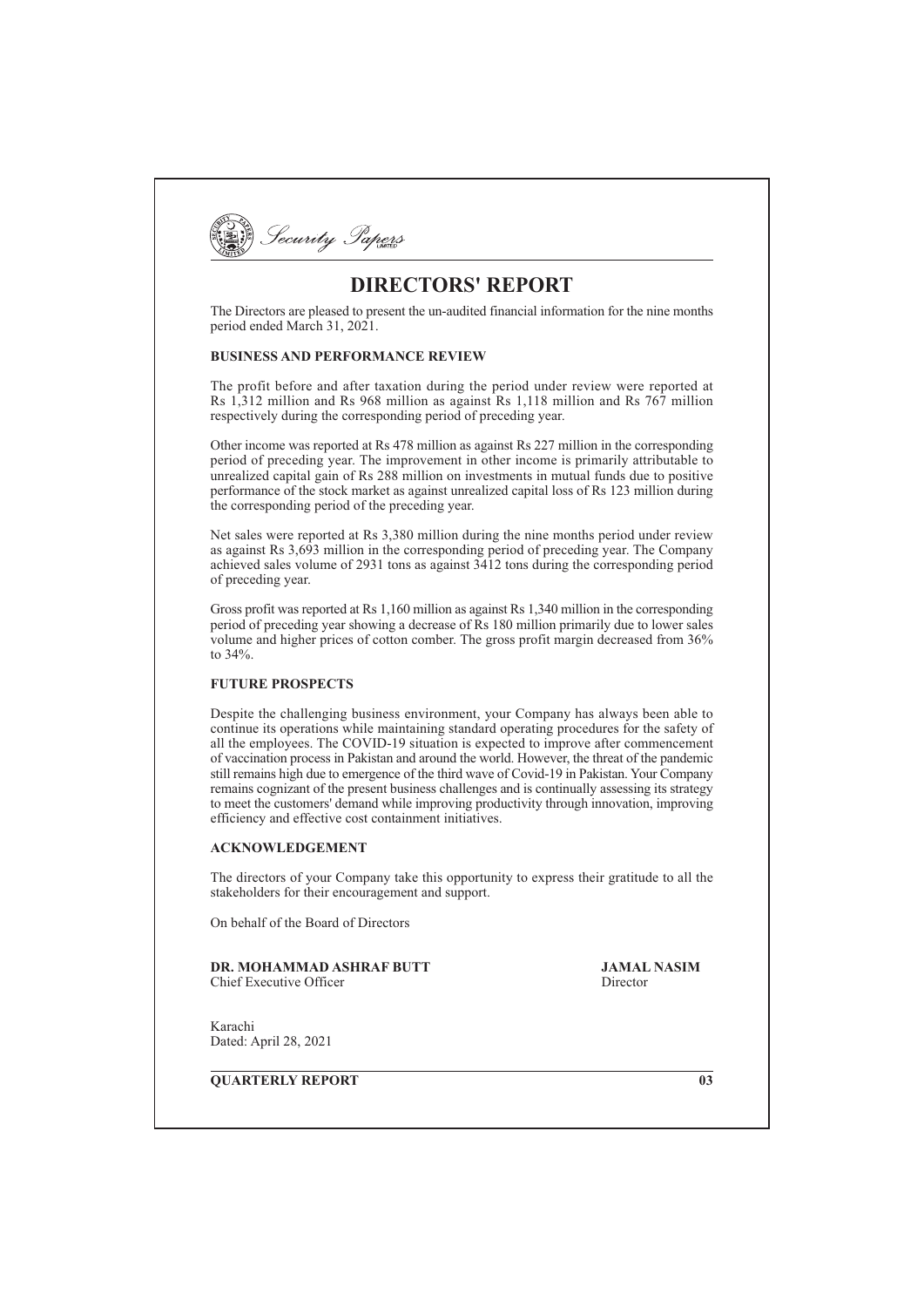# DIRECTORS' REPORT

The Directors are pleased to present the un-audited financial information for the nine months period ended March 31, 2021.

## BUSINESS AND PERFORMANCE REVIEW

The profit before and after taxation during the period under review were reported at Rs 1,312 million and Rs 968 million as against Rs 1,118 million and Rs 767 million respectively during the corresponding period of preceding year.

Other income was reported at Rs 478 million as against Rs 227 million in the corresponding period of preceding year. The improvement in other income is primarily attributable to unrealized capital gain of Rs 288 million on investments in mutual funds due to positive performance of the stock market as against unrealized capital loss of Rs 123 million during the corresponding period of the preceding year.

Net sales were reported at Rs 3,380 million during the nine months period under review as against Rs 3,693 million in the corresponding period of preceding year. The Company achieved sales volume of 2931 tons as against 3412 tons during the corresponding period of preceding year.

Gross profit was reported at Rs 1,160 million as against Rs 1,340 million in the corresponding period of preceding year showing a decrease of Rs 180 million primarily due to lower sales volume and higher prices of cotton comber. The gross profit margin decreased from 36% to 34%.

## FUTURE PROSPECTS

Despite the challenging business environment, your Company has always been able to continue its operations while maintaining standard operating procedures for the safety of all the employees. The COVID-19 situation is expected to improve after commencement of vaccination process in Pakistan and around the world. However, the threat of the pandemic still remains high due to emergence of the third wave of Covid-19 in Pakistan. Your Company remains cognizant of the present business challenges and is continually assessing its strategy to meet the customers' demand while improving productivity through innovation, improving efficiency and effective cost containment initiatives.

## ACKNOWLEDGEMENT

The directors of your Company take this opportunity to express their gratitude to all the stakeholders for their encouragement and support.

On behalf of the Board of Directors

**DR. MOHAMMAD ASHRAF BUTT**
Chief Executive Officer

**JAMAL NASIM**
Director

Karachi
Dated: April 28, 2021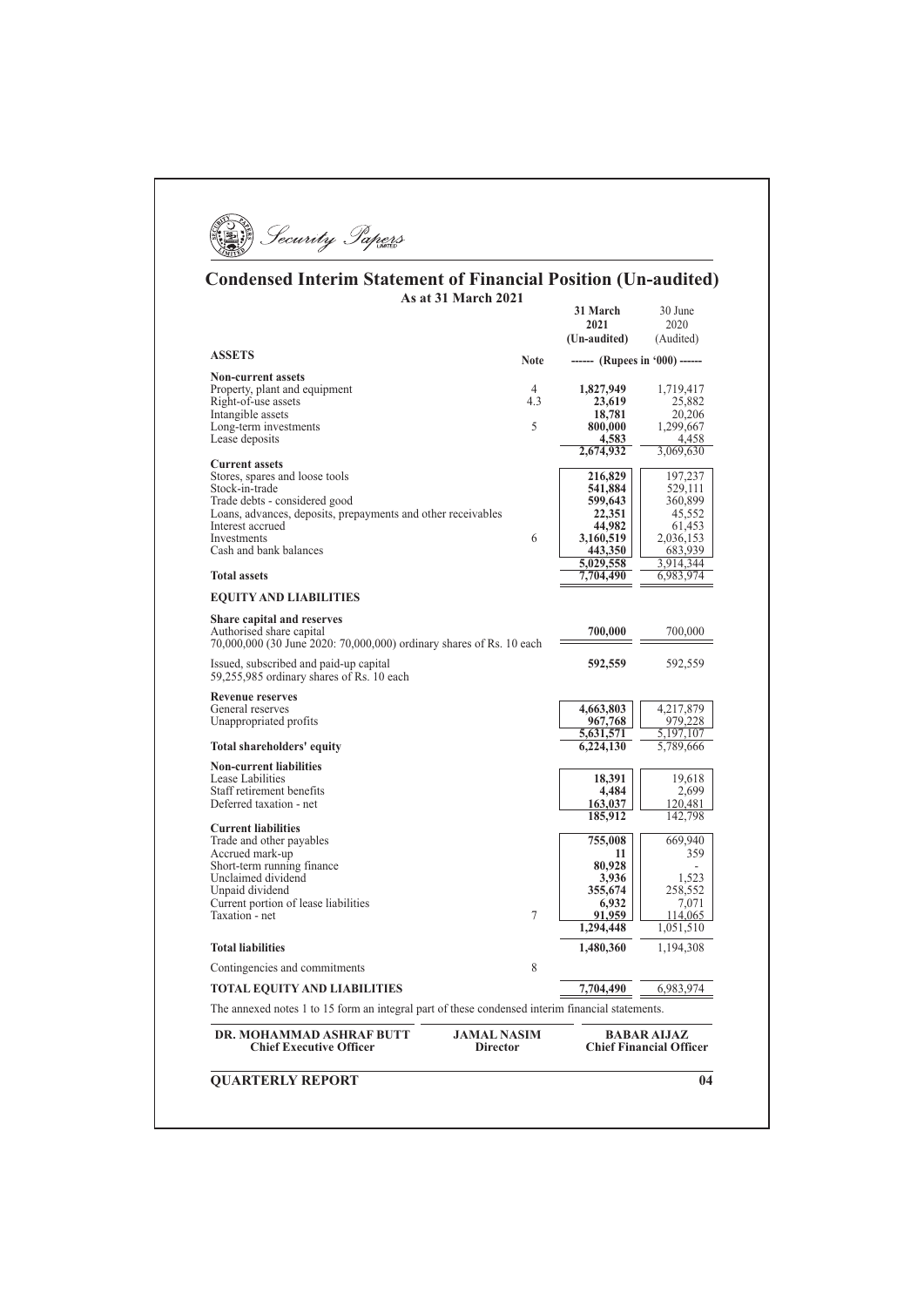Security Papers

# Condensed Interim Statement of Financial Position (Un-audited)

**As at 31 March 2021**

| | Note | 31 March 2021 (Un-audited) | 30 June 2020 (Audited) |
|---|---|---|---|
| **ASSETS** | | ------ (Rupees in '000) ------ | |
| **Non-current assets** | | | |
| Property, plant and equipment | 4 | **1,827,949** | 1,719,417 |
| Right-of-use assets | 4.3 | **23,619** | 25,882 |
| Intangible assets | | **18,781** | 20,206 |
| Long-term investments | 5 | **800,000** | 1,299,667 |
| Lease deposits | | **4,583** | 4,458 |
| | | **2,674,932** | 3,069,630 |
| **Current assets** | | | |
| Stores, spares and loose tools | | **216,829** | 197,237 |
| Stock-in-trade | | **541,884** | 529,111 |
| Trade debts - considered good | | **599,643** | 360,899 |
| Loans, advances, deposits, prepayments and other receivables | | **22,351** | 45,552 |
| Interest accrued | | **44,982** | 61,453 |
| Investments | 6 | **3,160,519** | 2,036,153 |
| Cash and bank balances | | **443,350** | 683,939 |
| | | **5,029,558** | 3,914,344 |
| **Total assets** | | **7,704,490** | 6,983,974 |
| **EQUITY AND LIABILITIES** | | | |
| **Share capital and reserves** | | | |
| Authorised share capital 70,000,000 (30 June 2020: 70,000,000) ordinary shares of Rs. 10 each | | **700,000** | 700,000 |
| Issued, subscribed and paid-up capital 59,255,985 ordinary shares of Rs. 10 each | | **592,559** | 592,559 |
| **Revenue reserves** | | | |
| General reserves | | **4,663,803** | 4,217,879 |
| Unappropriated profits | | **967,768** | 979,228 |
| | | **5,631,571** | 5,197,107 |
| **Total shareholders' equity** | | **6,224,130** | 5,789,666 |
| **Non-current liabilities** | | | |
| Lease Labilities | | **18,391** | 19,618 |
| Staff retirement benefits | | **4,484** | 2,699 |
| Deferred taxation - net | | **163,037** | 120,481 |
| | | **185,912** | 142,798 |
| **Current liabilities** | | | |
| Trade and other payables | | **755,008** | 669,940 |
| Accrued mark-up | | **11** | 359 |
| Short-term running finance | | **80,928** | - |
| Unclaimed dividend | | **3,936** | 1,523 |
| Unpaid dividend | | **355,674** | 258,552 |
| Current portion of lease liabilities | | **6,932** | 7,071 |
| Taxation - net | 7 | **91,959** | 114,065 |
| | | **1,294,448** | 1,051,510 |
| **Total liabilities** | | **1,480,360** | 1,194,308 |
| Contingencies and commitments | 8 | | |
| **TOTAL EQUITY AND LIABILITIES** | | **7,704,490** | 6,983,974 |

The annexed notes 1 to 15 form an integral part of these condensed interim financial statements.

| **DR. MOHAMMAD ASHRAF BUTT** | **JAMAL NASIM** | **BABAR AIJAZ** |
|---|---|---|
| **Chief Executive Officer** | **Director** | **Chief Financial Officer** |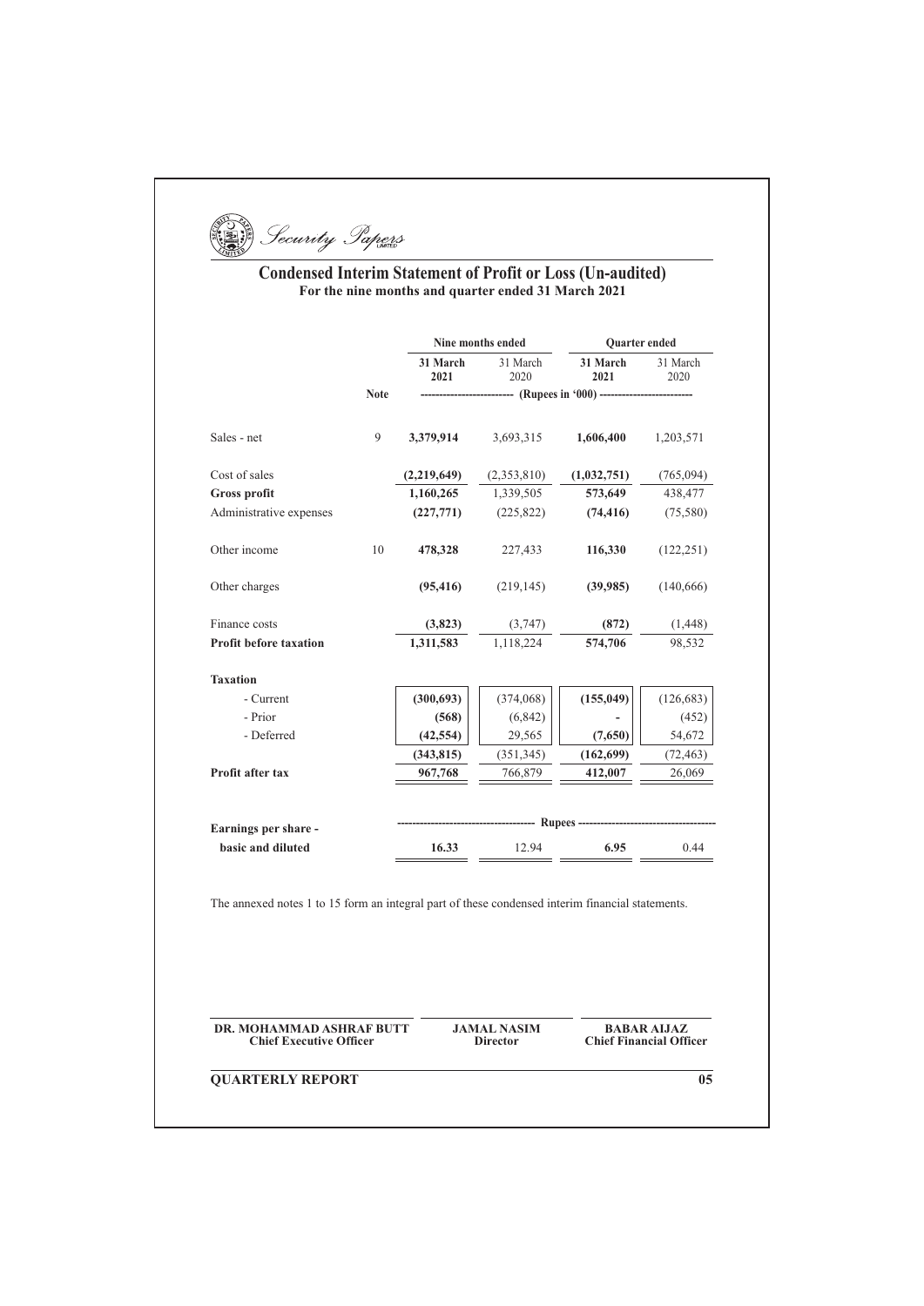Security Papers

# Condensed Interim Statement of Profit or Loss (Un-audited)

**For the nine months and quarter ended 31 March 2021**

| | | Nine months ended | | Quarter ended | |
|---|---|---|---|---|---|
| | | **31 March 2021** | 31 March 2020 | **31 March 2021** | 31 March 2020 |
| | **Note** | (Rupees in '000) | | | |
| Sales - net | 9 | **3,379,914** | 3,693,315 | **1,606,400** | 1,203,571 |
| Cost of sales | | **(2,219,649)** | (2,353,810) | **(1,032,751)** | (765,094) |
| **Gross profit** | | **1,160,265** | 1,339,505 | **573,649** | 438,477 |
| Administrative expenses | | **(227,771)** | (225,822) | **(74,416)** | (75,580) |
| Other income | 10 | **478,328** | 227,433 | **116,330** | (122,251) |
| Other charges | | **(95,416)** | (219,145) | **(39,985)** | (140,666) |
| Finance costs | | **(3,823)** | (3,747) | **(872)** | (1,448) |
| **Profit before taxation** | | **1,311,583** | 1,118,224 | **574,706** | 98,532 |
| **Taxation** | | | | | |
| - Current | | **(300,693)** | (374,068) | **(155,049)** | (126,683) |
| - Prior | | **(568)** | (6,842) | **-** | (452) |
| - Deferred | | **(42,554)** | 29,565 | **(7,650)** | 54,672 |
| | | **(343,815)** | (351,345) | **(162,699)** | (72,463) |
| **Profit after tax** | | **967,768** | 766,879 | **412,007** | 26,069 |
| | | Rupees | | | |
| **Earnings per share - basic and diluted** | | **16.33** | 12.94 | **6.95** | 0.44 |

The annexed notes 1 to 15 form an integral part of these condensed interim financial statements.

**DR. MOHAMMAD ASHRAF BUTT**
**Chief Executive Officer**

**JAMAL NASIM**
**Director**

**BABAR AIJAZ**
**Chief Financial Officer**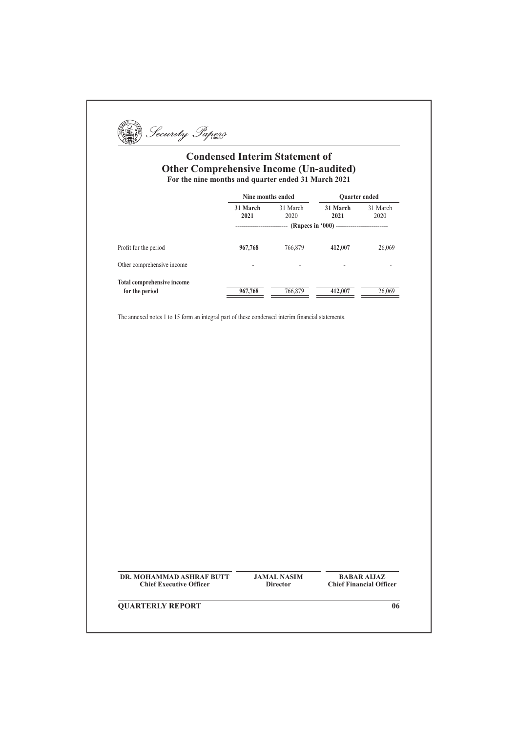# Condensed Interim Statement of Other Comprehensive Income (Un-audited)

**For the nine months and quarter ended 31 March 2021**

| | Nine months ended | | Quarter ended | |
|---|---|---|---|---|
| | **31 March 2021** | 31 March 2020 | **31 March 2021** | 31 March 2020 |
| | (Rupees in '000) | | | |
| Profit for the period | **967,768** | 766,879 | **412,007** | 26,069 |
| Other comprehensive income | **-** | - | **-** | - |
| **Total comprehensive income for the period** | **967,768** | 766,879 | **412,007** | 26,069 |

The annexed notes 1 to 15 form an integral part of these condensed interim financial statements.

| **DR. MOHAMMAD ASHRAF BUTT** | **JAMAL NASIM** | **BABAR AIJAZ** |
|---|---|---|
| **Chief Executive Officer** | **Director** | **Chief Financial Officer** |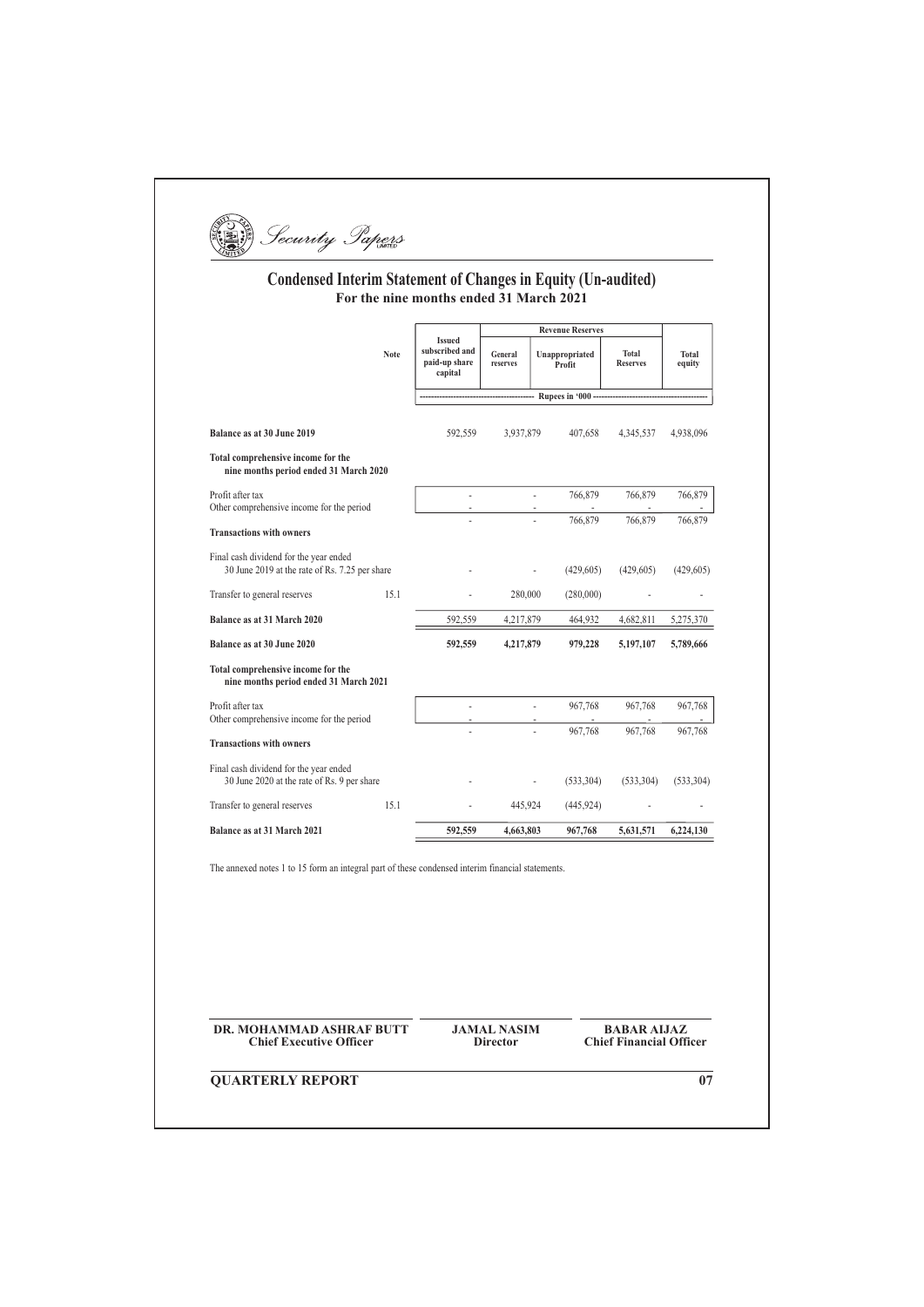# Condensed Interim Statement of Changes in Equity (Un-audited)

**For the nine months ended 31 March 2021**

| | Note | Issued subscribed and paid-up share capital | Revenue Reserves | | | Total equity |
|---|---|---|---|---|---|---|
| | | | General reserves | Unappropriated Profit | Total Reserves | |
| | | Rupees in '000 | | | | |
| **Balance as at 30 June 2019** | | 592,559 | 3,937,879 | 407,658 | 4,345,537 | 4,938,096 |
| **Total comprehensive income for the nine months period ended 31 March 2020** | | | | | | |
| Profit after tax | | - | - | 766,879 | 766,879 | 766,879 |
| Other comprehensive income for the period | | - | - | - | - | - |
| | | - | - | 766,879 | 766,879 | 766,879 |
| **Transactions with owners** | | | | | | |
| Final cash dividend for the year ended 30 June 2019 at the rate of Rs. 7.25 per share | | - | - | (429,605) | (429,605) | (429,605) |
| Transfer to general reserves | 15.1 | - | 280,000 | (280,000) | - | - |
| **Balance as at 31 March 2020** | | 592,559 | 4,217,879 | 464,932 | 4,682,811 | 5,275,370 |
| **Balance as at 30 June 2020** | | **592,559** | **4,217,879** | **979,228** | **5,197,107** | **5,789,666** |
| **Total comprehensive income for the nine months period ended 31 March 2021** | | | | | | |
| Profit after tax | | - | - | 967,768 | 967,768 | 967,768 |
| Other comprehensive income for the period | | - | - | - | - | - |
| | | - | - | 967,768 | 967,768 | 967,768 |
| **Transactions with owners** | | | | | | |
| Final cash dividend for the year ended 30 June 2020 at the rate of Rs. 9 per share | | - | - | (533,304) | (533,304) | (533,304) |
| Transfer to general reserves | 15.1 | - | 445,924 | (445,924) | - | - |
| **Balance as at 31 March 2021** | | **592,559** | **4,663,803** | **967,768** | **5,631,571** | **6,224,130** |

The annexed notes 1 to 15 form an integral part of these condensed interim financial statements.

| **DR. MOHAMMAD ASHRAF BUTT** | **JAMAL NASIM** | **BABAR AIJAZ** |
|---|---|---|
| **Chief Executive Officer** | **Director** | **Chief Financial Officer** |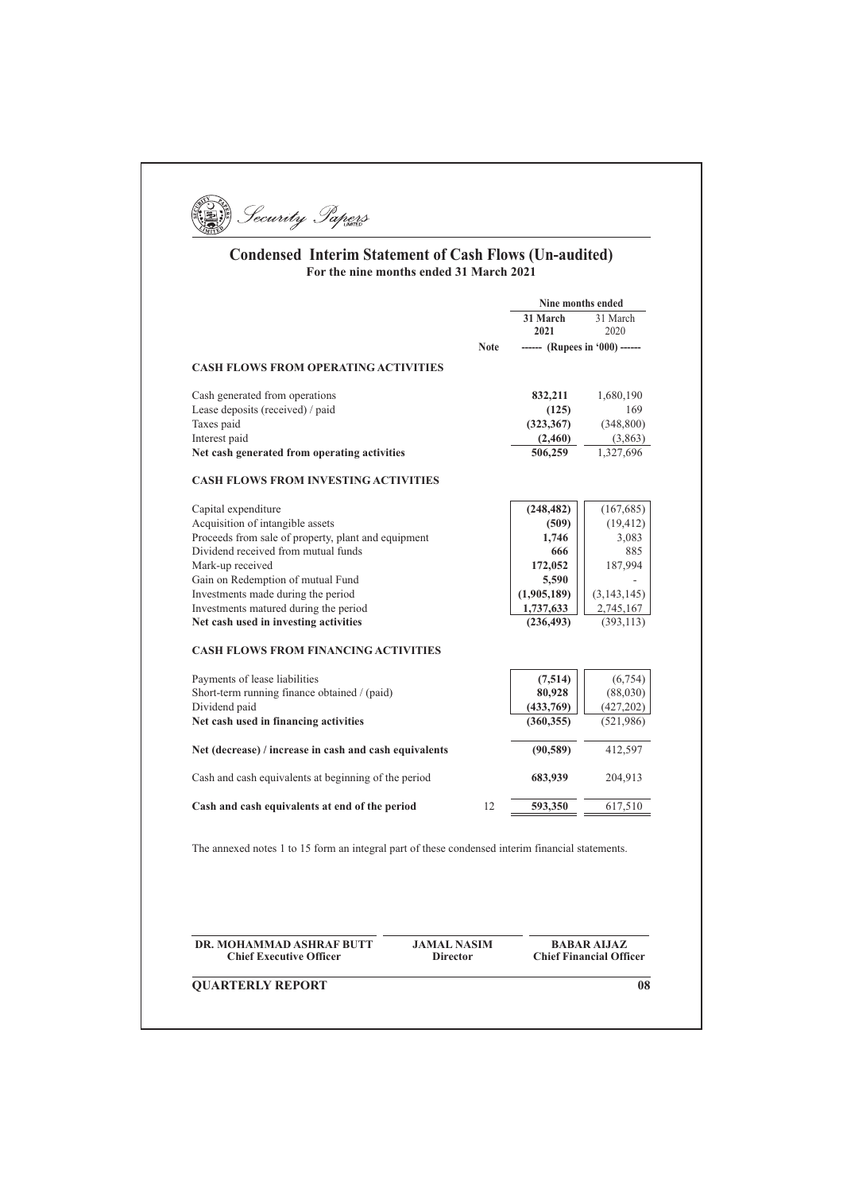# Condensed Interim Statement of Cash Flows (Un-audited)

**For the nine months ended 31 March 2021**

| | Note | Nine months ended 31 March 2021 | Nine months ended 31 March 2020 |
|---|---|---|---|
| | | ------ (Rupees in '000) ------ | |
| **CASH FLOWS FROM OPERATING ACTIVITIES** | | | |
| Cash generated from operations | | **832,211** | 1,680,190 |
| Lease deposits (received) / paid | | **(125)** | 169 |
| Taxes paid | | **(323,367)** | (348,800) |
| Interest paid | | **(2,460)** | (3,863) |
| **Net cash generated from operating activities** | | **506,259** | 1,327,696 |
| **CASH FLOWS FROM INVESTING ACTIVITIES** | | | |
| Capital expenditure | | **(248,482)** | (167,685) |
| Acquisition of intangible assets | | **(509)** | (19,412) |
| Proceeds from sale of property, plant and equipment | | **1,746** | 3,083 |
| Dividend received from mutual funds | | **666** | 885 |
| Mark-up received | | **172,052** | 187,994 |
| Gain on Redemption of mutual Fund | | **5,590** | - |
| Investments made during the period | | **(1,905,189)** | (3,143,145) |
| Investments matured during the period | | **1,737,633** | 2,745,167 |
| **Net cash used in investing activities** | | **(236,493)** | (393,113) |
| **CASH FLOWS FROM FINANCING ACTIVITIES** | | | |
| Payments of lease liabilities | | **(7,514)** | (6,754) |
| Short-term running finance obtained / (paid) | | **80,928** | (88,030) |
| Dividend paid | | **(433,769)** | (427,202) |
| **Net cash used in financing activities** | | **(360,355)** | (521,986) |
| **Net (decrease) / increase in cash and cash equivalents** | | **(90,589)** | 412,597 |
| Cash and cash equivalents at beginning of the period | | **683,939** | 204,913 |
| **Cash and cash equivalents at end of the period** | 12 | **593,350** | 617,510 |

The annexed notes 1 to 15 form an integral part of these condensed interim financial statements.

| DR. MOHAMMAD ASHRAF BUTT | JAMAL NASIM | BABAR AIJAZ |
|---|---|---|
| Chief Executive Officer | Director | Chief Financial Officer |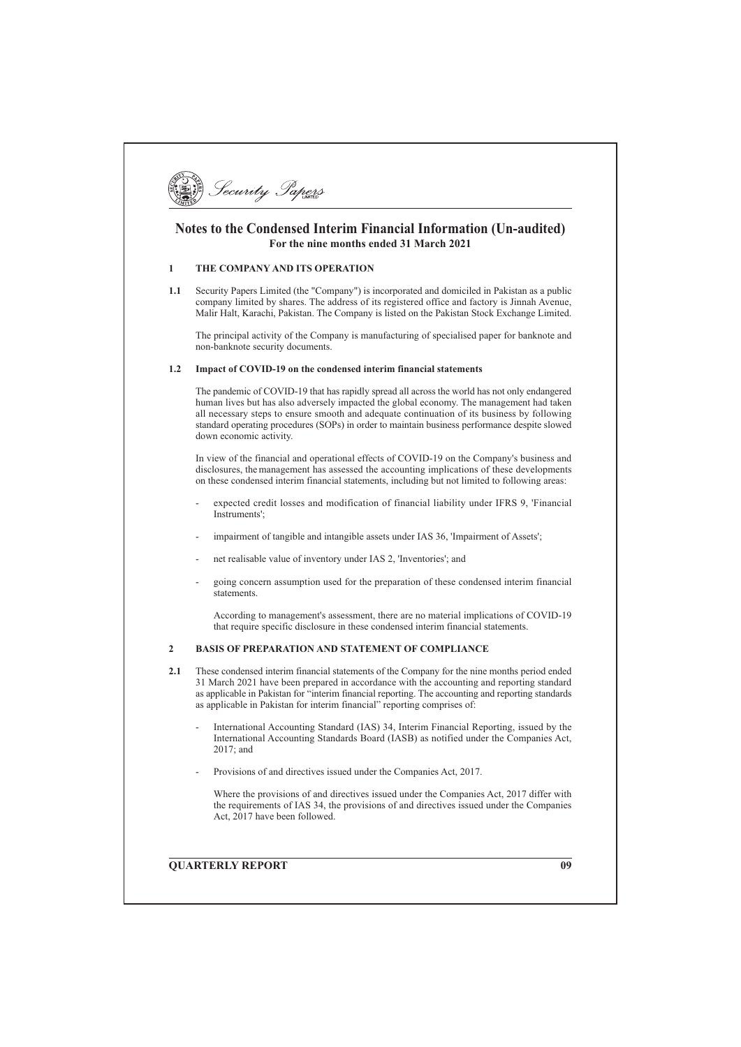# Notes to the Condensed Interim Financial Information (Un-audited)

**For the nine months ended 31 March 2021**

## 1 THE COMPANY AND ITS OPERATION

**1.1** Security Papers Limited (the "Company") is incorporated and domiciled in Pakistan as a public company limited by shares. The address of its registered office and factory is Jinnah Avenue, Malir Halt, Karachi, Pakistan. The Company is listed on the Pakistan Stock Exchange Limited.

The principal activity of the Company is manufacturing of specialised paper for banknote and non-banknote security documents.

### 1.2 Impact of COVID-19 on the condensed interim financial statements

The pandemic of COVID-19 that has rapidly spread all across the world has not only endangered human lives but has also adversely impacted the global economy. The management had taken all necessary steps to ensure smooth and adequate continuation of its business by following standard operating procedures (SOPs) in order to maintain business performance despite slowed down economic activity.

In view of the financial and operational effects of COVID-19 on the Company's business and disclosures, the management has assessed the accounting implications of these developments on these condensed interim financial statements, including but not limited to following areas:

- expected credit losses and modification of financial liability under IFRS 9, 'Financial Instruments';
- impairment of tangible and intangible assets under IAS 36, 'Impairment of Assets';
- net realisable value of inventory under IAS 2, 'Inventories'; and
- going concern assumption used for the preparation of these condensed interim financial statements.

According to management's assessment, there are no material implications of COVID-19 that require specific disclosure in these condensed interim financial statements.

## 2 BASIS OF PREPARATION AND STATEMENT OF COMPLIANCE

**2.1** These condensed interim financial statements of the Company for the nine months period ended 31 March 2021 have been prepared in accordance with the accounting and reporting standard as applicable in Pakistan for "interim financial reporting. The accounting and reporting standards as applicable in Pakistan for interim financial" reporting comprises of:

- International Accounting Standard (IAS) 34, Interim Financial Reporting, issued by the International Accounting Standards Board (IASB) as notified under the Companies Act, 2017; and
- Provisions of and directives issued under the Companies Act, 2017.

Where the provisions of and directives issued under the Companies Act, 2017 differ with the requirements of IAS 34, the provisions of and directives issued under the Companies Act, 2017 have been followed.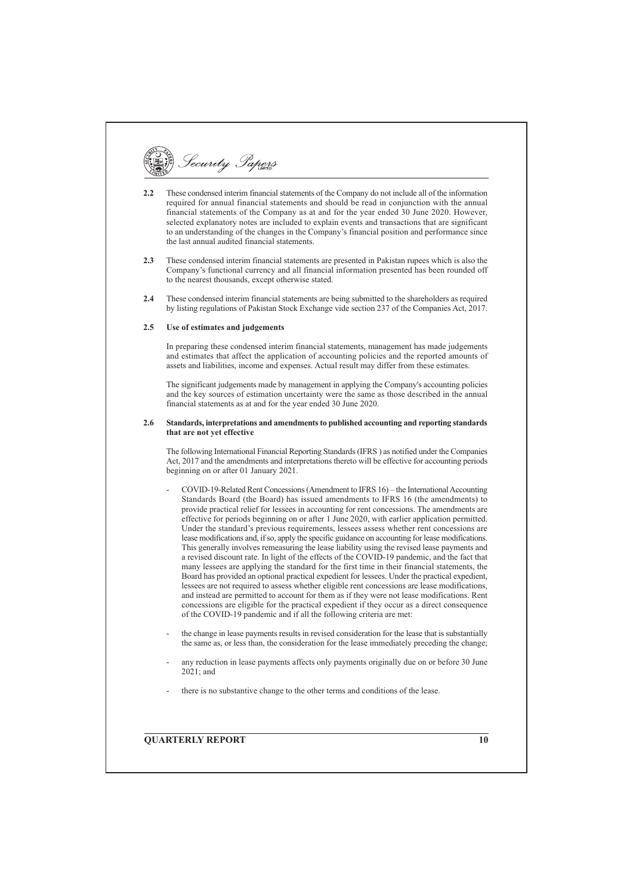**2.2** These condensed interim financial statements of the Company do not include all of the information required for annual financial statements and should be read in conjunction with the annual financial statements of the Company as at and for the year ended 30 June 2020. However, selected explanatory notes are included to explain events and transactions that are significant to an understanding of the changes in the Company's financial position and performance since the last annual audited financial statements.

**2.3** These condensed interim financial statements are presented in Pakistan rupees which is also the Company's functional currency and all financial information presented has been rounded off to the nearest thousands, except otherwise stated.

**2.4** These condensed interim financial statements are being submitted to the shareholders as required by listing regulations of Pakistan Stock Exchange vide section 237 of the Companies Act, 2017.

**2.5 Use of estimates and judgements**

In preparing these condensed interim financial statements, management has made judgements and estimates that affect the application of accounting policies and the reported amounts of assets and liabilities, income and expenses. Actual result may differ from these estimates.

The significant judgements made by management in applying the Company's accounting policies and the key sources of estimation uncertainty were the same as those described in the annual financial statements as at and for the year ended 30 June 2020.

**2.6 Standards, interpretations and amendments to published accounting and reporting standards that are not yet effective**

The following International Financial Reporting Standards (IFRS ) as notified under the Companies Act, 2017 and the amendments and interpretations thereto will be effective for accounting periods beginning on or after 01 January 2021.

- COVID-19-Related Rent Concessions (Amendment to IFRS 16) – the International Accounting Standards Board (the Board) has issued amendments to IFRS 16 (the amendments) to provide practical relief for lessees in accounting for rent concessions. The amendments are effective for periods beginning on or after 1 June 2020, with earlier application permitted. Under the standard's previous requirements, lessees assess whether rent concessions are lease modifications and, if so, apply the specific guidance on accounting for lease modifications. This generally involves remeasuring the lease liability using the revised lease payments and a revised discount rate. In light of the effects of the COVID-19 pandemic, and the fact that many lessees are applying the standard for the first time in their financial statements, the Board has provided an optional practical expedient for lessees. Under the practical expedient, lessees are not required to assess whether eligible rent concessions are lease modifications, and instead are permitted to account for them as if they were not lease modifications. Rent concessions are eligible for the practical expedient if they occur as a direct consequence of the COVID-19 pandemic and if all the following criteria are met:

- the change in lease payments results in revised consideration for the lease that is substantially the same as, or less than, the consideration for the lease immediately preceding the change;

- any reduction in lease payments affects only payments originally due on or before 30 June 2021; and

- there is no substantive change to the other terms and conditions of the lease.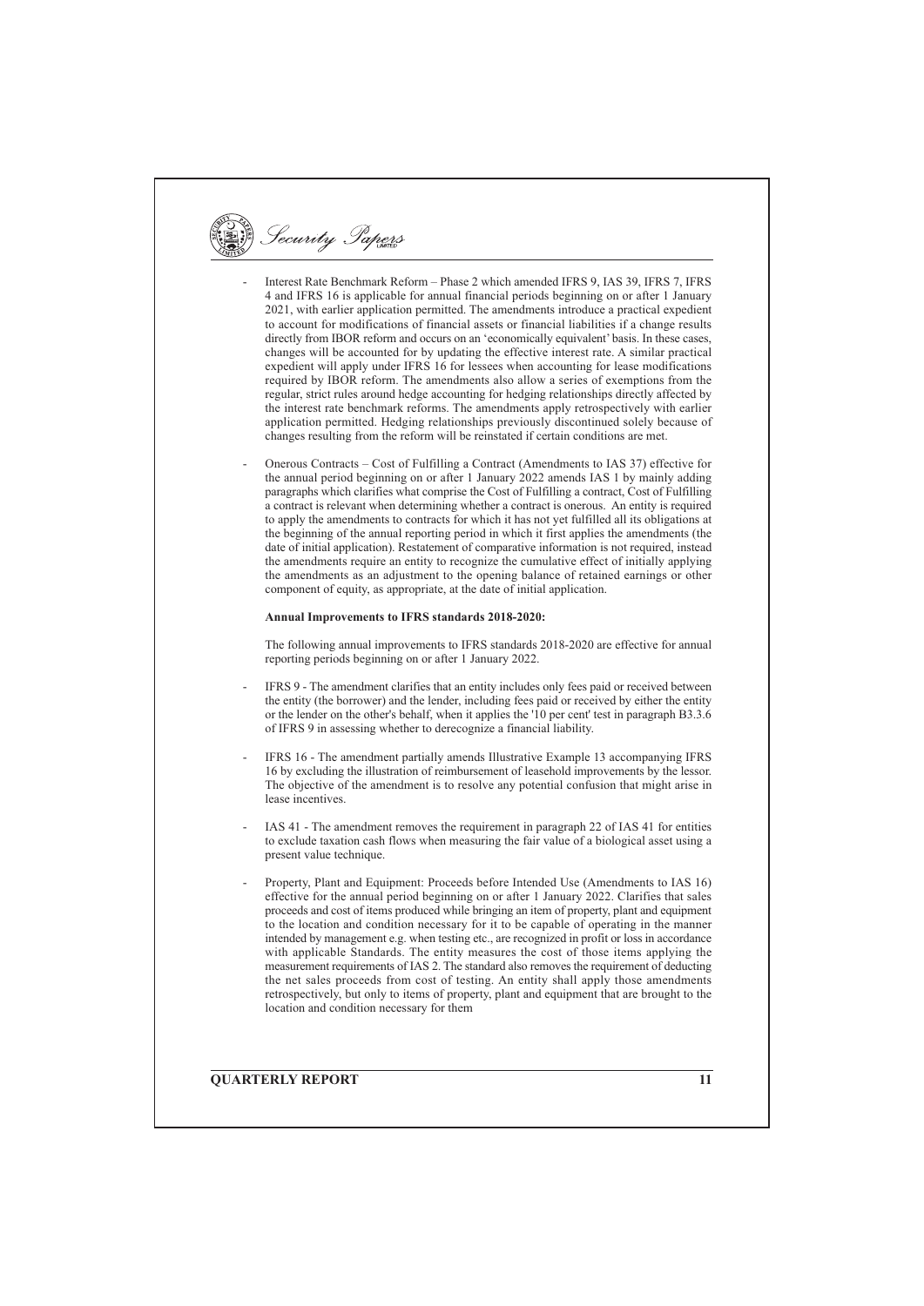- Interest Rate Benchmark Reform – Phase 2 which amended IFRS 9, IAS 39, IFRS 7, IFRS 4 and IFRS 16 is applicable for annual financial periods beginning on or after 1 January 2021, with earlier application permitted. The amendments introduce a practical expedient to account for modifications of financial assets or financial liabilities if a change results directly from IBOR reform and occurs on an 'economically equivalent' basis. In these cases, changes will be accounted for by updating the effective interest rate. A similar practical expedient will apply under IFRS 16 for lessees when accounting for lease modifications required by IBOR reform. The amendments also allow a series of exemptions from the regular, strict rules around hedge accounting for hedging relationships directly affected by the interest rate benchmark reforms. The amendments apply retrospectively with earlier application permitted. Hedging relationships previously discontinued solely because of changes resulting from the reform will be reinstated if certain conditions are met.

- Onerous Contracts – Cost of Fulfilling a Contract (Amendments to IAS 37) effective for the annual period beginning on or after 1 January 2022 amends IAS 1 by mainly adding paragraphs which clarifies what comprise the Cost of Fulfilling a contract, Cost of Fulfilling a contract is relevant when determining whether a contract is onerous. An entity is required to apply the amendments to contracts for which it has not yet fulfilled all its obligations at the beginning of the annual reporting period in which it first applies the amendments (the date of initial application). Restatement of comparative information is not required, instead the amendments require an entity to recognize the cumulative effect of initially applying the amendments as an adjustment to the opening balance of retained earnings or other component of equity, as appropriate, at the date of initial application.

**Annual Improvements to IFRS standards 2018-2020:**

The following annual improvements to IFRS standards 2018-2020 are effective for annual reporting periods beginning on or after 1 January 2022.

- IFRS 9 - The amendment clarifies that an entity includes only fees paid or received between the entity (the borrower) and the lender, including fees paid or received by either the entity or the lender on the other's behalf, when it applies the '10 per cent' test in paragraph B3.3.6 of IFRS 9 in assessing whether to derecognize a financial liability.

- IFRS 16 - The amendment partially amends Illustrative Example 13 accompanying IFRS 16 by excluding the illustration of reimbursement of leasehold improvements by the lessor. The objective of the amendment is to resolve any potential confusion that might arise in lease incentives.

- IAS 41 - The amendment removes the requirement in paragraph 22 of IAS 41 for entities to exclude taxation cash flows when measuring the fair value of a biological asset using a present value technique.

- Property, Plant and Equipment: Proceeds before Intended Use (Amendments to IAS 16) effective for the annual period beginning on or after 1 January 2022. Clarifies that sales proceeds and cost of items produced while bringing an item of property, plant and equipment to the location and condition necessary for it to be capable of operating in the manner intended by management e.g. when testing etc., are recognized in profit or loss in accordance with applicable Standards. The entity measures the cost of those items applying the measurement requirements of IAS 2. The standard also removes the requirement of deducting the net sales proceeds from cost of testing. An entity shall apply those amendments retrospectively, but only to items of property, plant and equipment that are brought to the location and condition necessary for them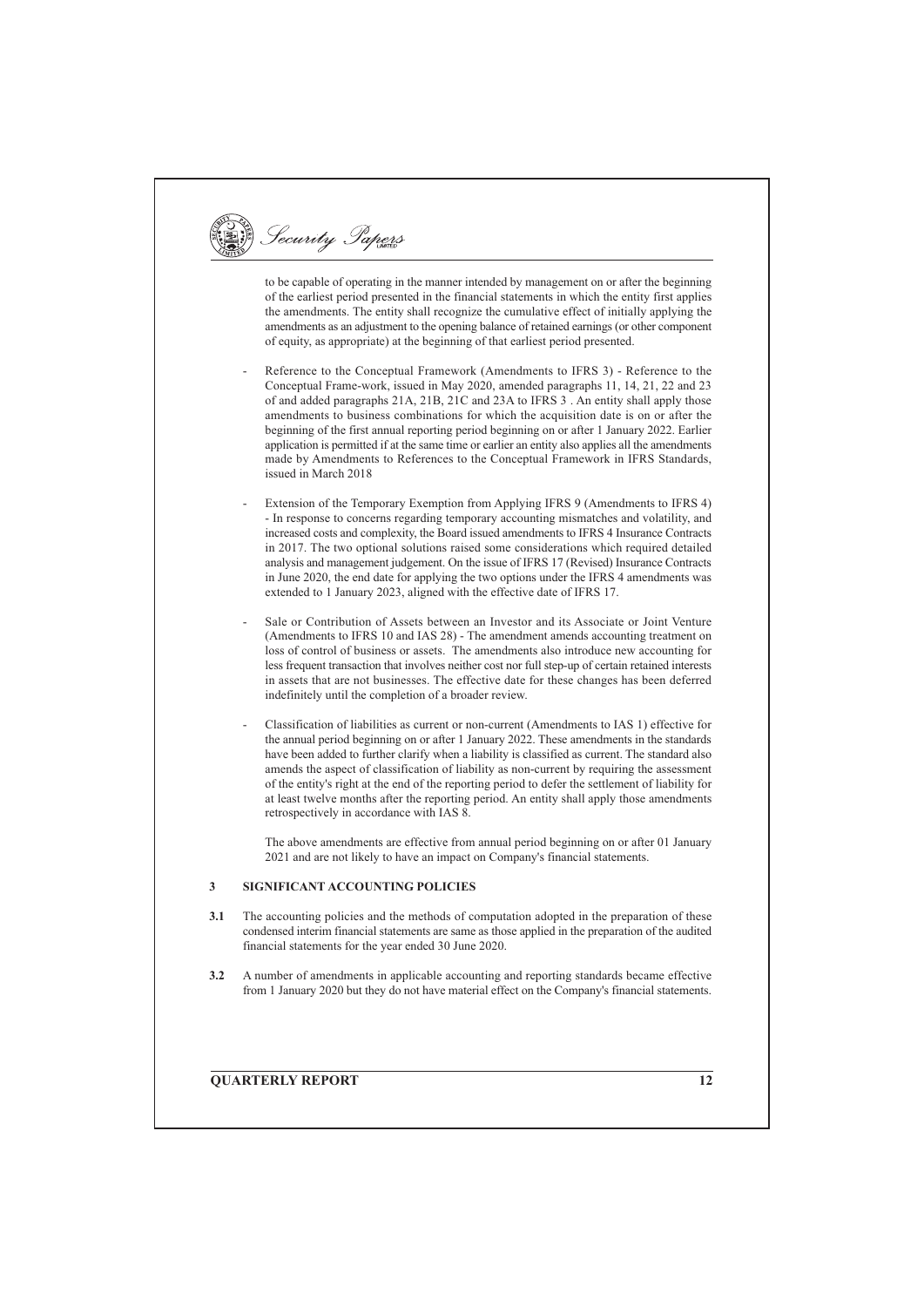to be capable of operating in the manner intended by management on or after the beginning of the earliest period presented in the financial statements in which the entity first applies the amendments. The entity shall recognize the cumulative effect of initially applying the amendments as an adjustment to the opening balance of retained earnings (or other component of equity, as appropriate) at the beginning of that earliest period presented.

- Reference to the Conceptual Framework (Amendments to IFRS 3) - Reference to the Conceptual Frame-work, issued in May 2020, amended paragraphs 11, 14, 21, 22 and 23 of and added paragraphs 21A, 21B, 21C and 23A to IFRS 3 . An entity shall apply those amendments to business combinations for which the acquisition date is on or after the beginning of the first annual reporting period beginning on or after 1 January 2022. Earlier application is permitted if at the same time or earlier an entity also applies all the amendments made by Amendments to References to the Conceptual Framework in IFRS Standards, issued in March 2018

- Extension of the Temporary Exemption from Applying IFRS 9 (Amendments to IFRS 4) - In response to concerns regarding temporary accounting mismatches and volatility, and increased costs and complexity, the Board issued amendments to IFRS 4 Insurance Contracts in 2017. The two optional solutions raised some considerations which required detailed analysis and management judgement. On the issue of IFRS 17 (Revised) Insurance Contracts in June 2020, the end date for applying the two options under the IFRS 4 amendments was extended to 1 January 2023, aligned with the effective date of IFRS 17.

- Sale or Contribution of Assets between an Investor and its Associate or Joint Venture (Amendments to IFRS 10 and IAS 28) - The amendment amends accounting treatment on loss of control of business or assets. The amendments also introduce new accounting for less frequent transaction that involves neither cost nor full step-up of certain retained interests in assets that are not businesses. The effective date for these changes has been deferred indefinitely until the completion of a broader review.

- Classification of liabilities as current or non-current (Amendments to IAS 1) effective for the annual period beginning on or after 1 January 2022. These amendments in the standards have been added to further clarify when a liability is classified as current. The standard also amends the aspect of classification of liability as non-current by requiring the assessment of the entity's right at the end of the reporting period to defer the settlement of liability for at least twelve months after the reporting period. An entity shall apply those amendments retrospectively in accordance with IAS 8.

The above amendments are effective from annual period beginning on or after 01 January 2021 and are not likely to have an impact on Company's financial statements.

## 3 SIGNIFICANT ACCOUNTING POLICIES

**3.1** The accounting policies and the methods of computation adopted in the preparation of these condensed interim financial statements are same as those applied in the preparation of the audited financial statements for the year ended 30 June 2020.

**3.2** A number of amendments in applicable accounting and reporting standards became effective from 1 January 2020 but they do not have material effect on the Company's financial statements.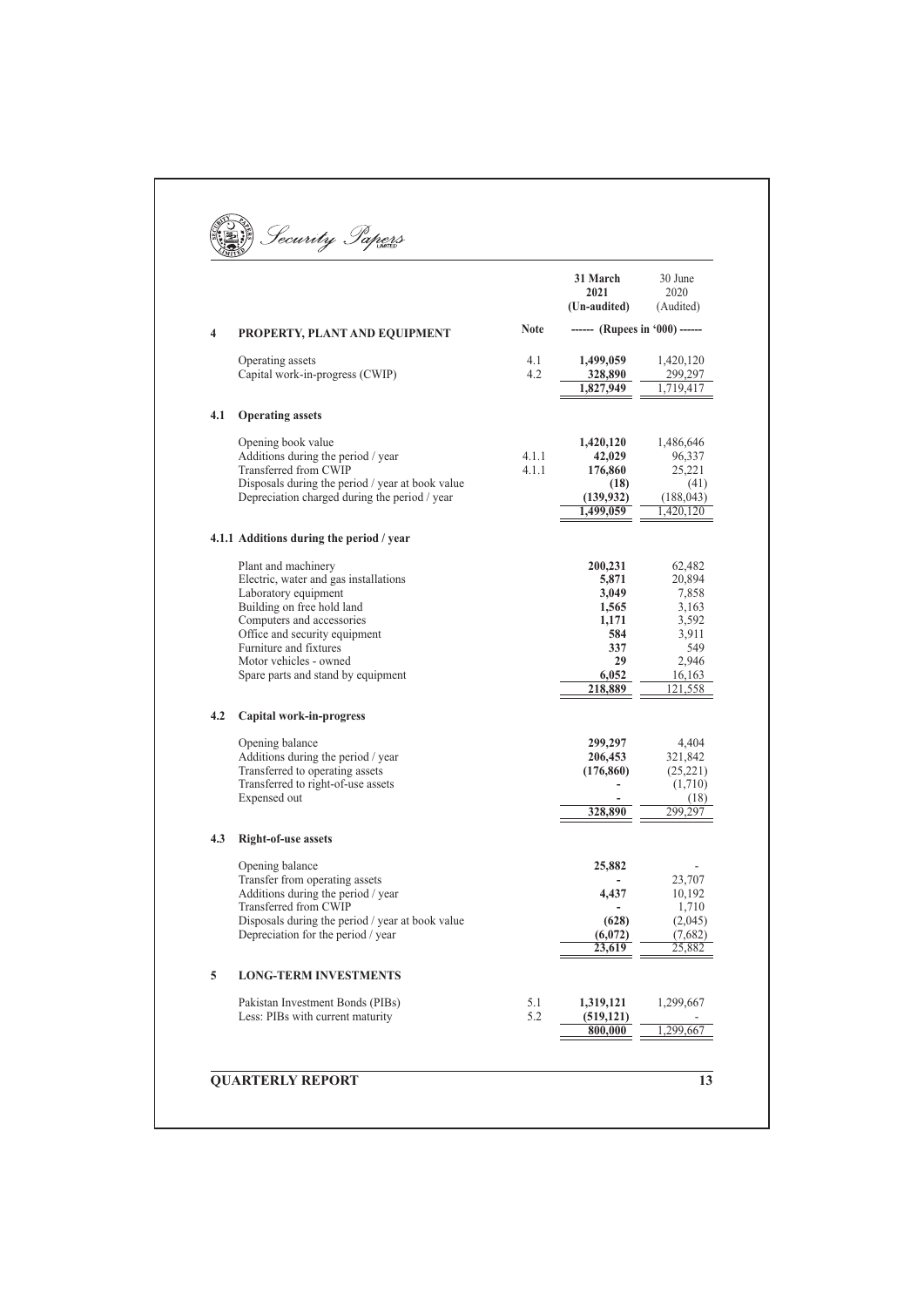| | | Note | 31 March 2021 (Un-audited) | 30 June 2020 (Audited) |
|---|---|---|---|---|
| | | | ------ (Rupees in '000) ------ | |
| **4** | **PROPERTY, PLANT AND EQUIPMENT** | | | |
| | Operating assets | 4.1 | **1,499,059** | 1,420,120 |
| | Capital work-in-progress (CWIP) | 4.2 | **328,890** | 299,297 |
| | | | **1,827,949** | 1,719,417 |
| **4.1** | **Operating assets** | | | |
| | Opening book value | | **1,420,120** | 1,486,646 |
| | Additions during the period / year | 4.1.1 | **42,029** | 96,337 |
| | Transferred from CWIP | 4.1.1 | **176,860** | 25,221 |
| | Disposals during the period / year at book value | | **(18)** | (41) |
| | Depreciation charged during the period / year | | **(139,932)** | (188,043) |
| | | | **1,499,059** | 1,420,120 |
| **4.1.1** | **Additions during the period / year** | | | |
| | Plant and machinery | | **200,231** | 62,482 |
| | Electric, water and gas installations | | **5,871** | 20,894 |
| | Laboratory equipment | | **3,049** | 7,858 |
| | Building on free hold land | | **1,565** | 3,163 |
| | Computers and accessories | | **1,171** | 3,592 |
| | Office and security equipment | | **584** | 3,911 |
| | Furniture and fixtures | | **337** | 549 |
| | Motor vehicles - owned | | **29** | 2,946 |
| | Spare parts and stand by equipment | | **6,052** | 16,163 |
| | | | **218,889** | 121,558 |
| **4.2** | **Capital work-in-progress** | | | |
| | Opening balance | | **299,297** | 4,404 |
| | Additions during the period / year | | **206,453** | 321,842 |
| | Transferred to operating assets | | **(176,860)** | (25,221) |
| | Transferred to right-of-use assets | | **-** | (1,710) |
| | Expensed out | | **-** | (18) |
| | | | **328,890** | 299,297 |
| **4.3** | **Right-of-use assets** | | | |
| | Opening balance | | **25,882** | - |
| | Transfer from operating assets | | **-** | 23,707 |
| | Additions during the period / year | | **4,437** | 10,192 |
| | Transferred from CWIP | | **-** | 1,710 |
| | Disposals during the period / year at book value | | **(628)** | (2,045) |
| | Depreciation for the period / year | | **(6,072)** | (7,682) |
| | | | **23,619** | 25,882 |
| **5** | **LONG-TERM INVESTMENTS** | | | |
| | Pakistan Investment Bonds (PIBs) | 5.1 | **1,319,121** | 1,299,667 |
| | Less: PIBs with current maturity | 5.2 | **(519,121)** | - |
| | | | **800,000** | 1,299,667 |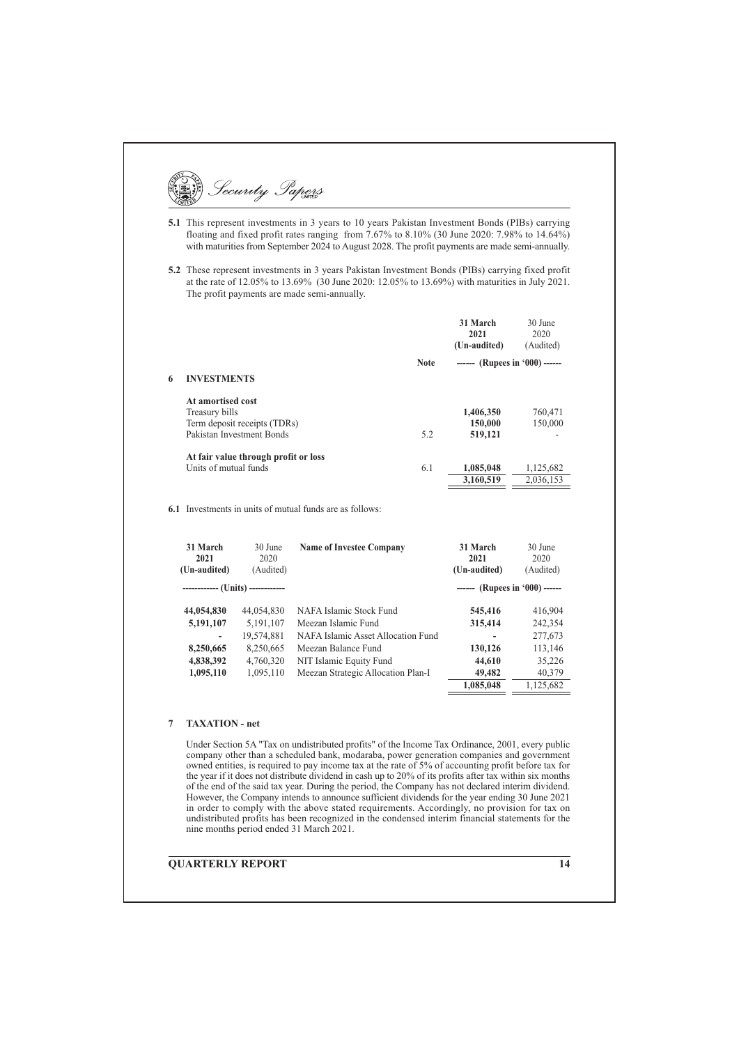**5.1** This represent investments in 3 years to 10 years Pakistan Investment Bonds (PIBs) carrying floating and fixed profit rates ranging from 7.67% to 8.10% (30 June 2020: 7.98% to 14.64%) with maturities from September 2024 to August 2028. The profit payments are made semi-annually.

**5.2** These represent investments in 3 years Pakistan Investment Bonds (PIBs) carrying fixed profit at the rate of 12.05% to 13.69% (30 June 2020: 12.05% to 13.69%) with maturities in July 2021. The profit payments are made semi-annually.

| | | Note | 31 March 2021 (Un-audited) | 30 June 2020 (Audited) |
|---|---|---|---|---|
| | | | ------ (Rupees in '000) ------ | |
| **6** | **INVESTMENTS** | | | |
| | **At amortised cost** | | | |
| | Treasury bills | | **1,406,350** | 760,471 |
| | Term deposit receipts (TDRs) | | **150,000** | 150,000 |
| | Pakistan Investment Bonds | 5.2 | **519,121** | - |
| | **At fair value through profit or loss** | | | |
| | Units of mutual funds | 6.1 | **1,085,048** | 1,125,682 |
| | | | **3,160,519** | 2,036,153 |

**6.1** Investments in units of mutual funds are as follows:

| 31 March 2021 (Un-audited) | 30 June 2020 (Audited) | Name of Investee Company | 31 March 2021 (Un-audited) | 30 June 2020 (Audited) |
|---|---|---|---|---|
| ------------ (Units) ------------ | | | ------ (Rupees in '000) ------ | |
| **44,054,830** | 44,054,830 | NAFA Islamic Stock Fund | **545,416** | 416,904 |
| **5,191,107** | 5,191,107 | Meezan Islamic Fund | **315,414** | 242,354 |
| **-** | 19,574,881 | NAFA Islamic Asset Allocation Fund | **-** | 277,673 |
| **8,250,665** | 8,250,665 | Meezan Balance Fund | **130,126** | 113,146 |
| **4,838,392** | 4,760,320 | NIT Islamic Equity Fund | **44,610** | 35,226 |
| **1,095,110** | 1,095,110 | Meezan Strategic Allocation Plan-I | **49,482** | 40,379 |
| | | | **1,085,048** | 1,125,682 |

## 7 TAXATION - net

Under Section 5A "Tax on undistributed profits" of the Income Tax Ordinance, 2001, every public company other than a scheduled bank, modaraba, power generation companies and government owned entities, is required to pay income tax at the rate of 5% of accounting profit before tax for the year if it does not distribute dividend in cash up to 20% of its profits after tax within six months of the end of the said tax year. During the period, the Company has not declared interim dividend. However, the Company intends to announce sufficient dividends for the year ending 30 June 2021 in order to comply with the above stated requirements. Accordingly, no provision for tax on undistributed profits has been recognized in the condensed interim financial statements for the nine months period ended 31 March 2021.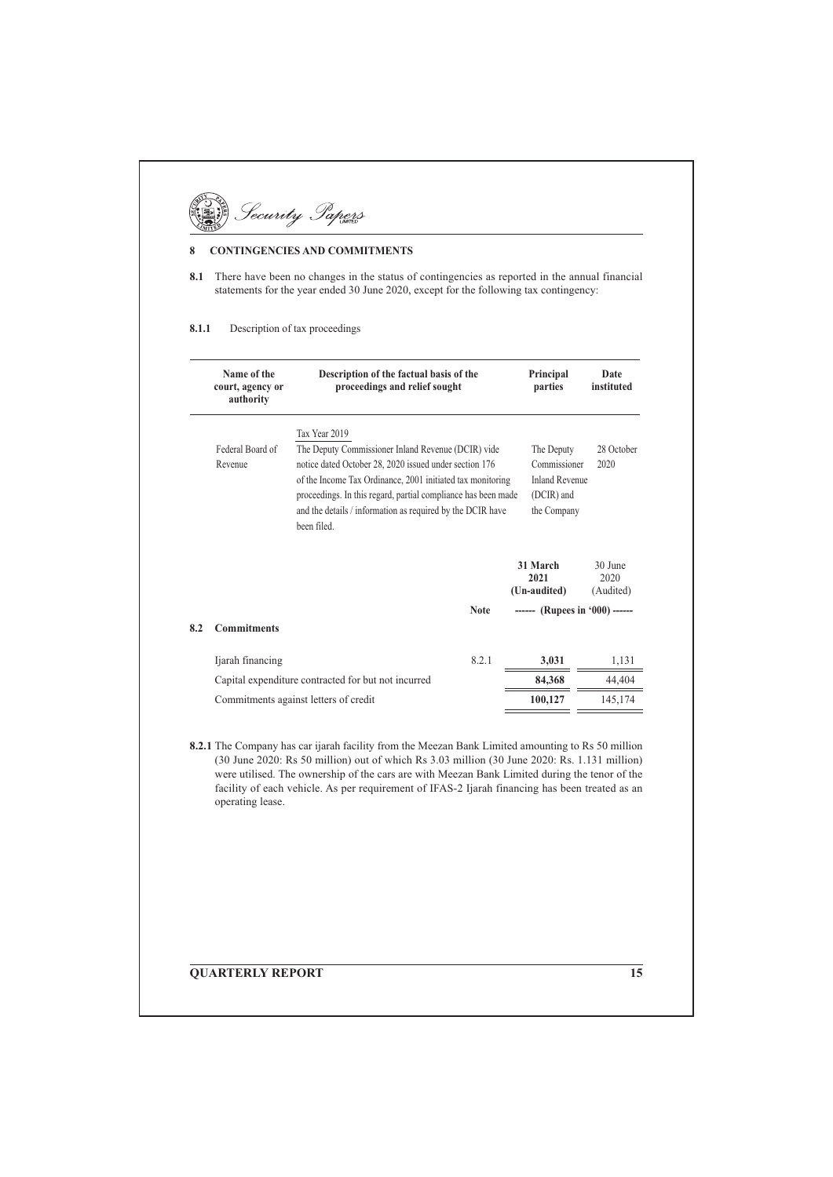## 8 CONTINGENCIES AND COMMITMENTS

**8.1** There have been no changes in the status of contingencies as reported in the annual financial statements for the year ended 30 June 2020, except for the following tax contingency:

**8.1.1** Description of tax proceedings

| Name of the court, agency or authority | Description of the factual basis of the proceedings and relief sought | Principal parties | Date instituted |
|---|---|---|---|
| | Tax Year 2019 | | |
| Federal Board of Revenue | The Deputy Commissioner Inland Revenue (DCIR) vide notice dated October 28, 2020 issued under section 176 of the Income Tax Ordinance, 2001 initiated tax monitoring proceedings. In this regard, partial compliance has been made and the details / information as required by the DCIR have been filed. | The Deputy Commissioner Inland Revenue (DCIR) and the Company | 28 October 2020 |

| | | Note | 31 March 2021 (Un-audited) | 30 June 2020 (Audited) |
|---|---|---|---|---|
| | | | ------ (Rupees in '000) ------ | |
| **8.2** | **Commitments** | | | |
| | Ijarah financing | 8.2.1 | **3,031** | 1,131 |
| | Capital expenditure contracted for but not incurred | | **84,368** | 44,404 |
| | Commitments against letters of credit | | **100,127** | 145,174 |

**8.2.1** The Company has car ijarah facility from the Meezan Bank Limited amounting to Rs 50 million (30 June 2020: Rs 50 million) out of which Rs 3.03 million (30 June 2020: Rs. 1.131 million) were utilised. The ownership of the cars are with Meezan Bank Limited during the tenor of the facility of each vehicle. As per requirement of IFAS-2 Ijarah financing has been treated as an operating lease.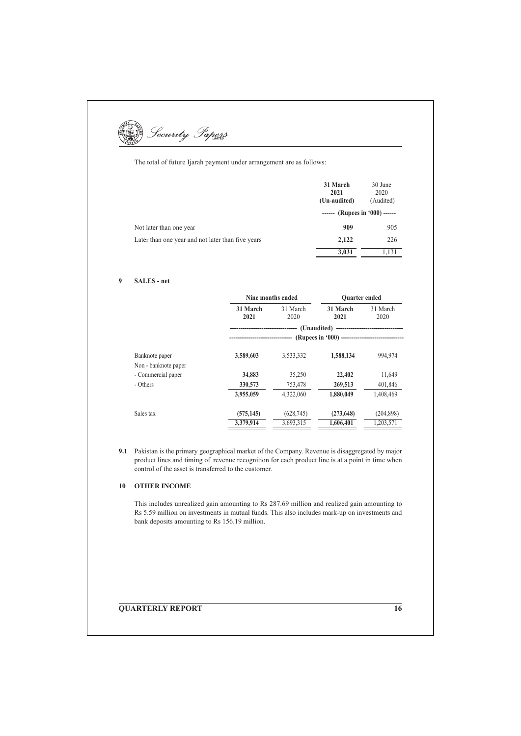The total of future Ijarah payment under arrangement are as follows:

| | 31 March 2021 (Un-audited) | 30 June 2020 (Audited) |
|---|---|---|
| | ------ (Rupees in '000) ------ | |
| Not later than one year | **909** | 905 |
| Later than one year and not later than five years | **2,122** | 226 |
| | **3,031** | 1,131 |

## 9 SALES - net

| | Nine months ended | | Quarter ended | |
|---|---|---|---|---|
| | 31 March 2021 | 31 March 2020 | 31 March 2021 | 31 March 2020 |
| | (Unaudited) | | | |
| | (Rupees in '000) | | | |
| Banknote paper | **3,589,603** | 3,533,332 | **1,588,134** | 994,974 |
| Non - banknote paper | | | | |
| - Commercial paper | **34,883** | 35,250 | **22,402** | 11,649 |
| - Others | **330,573** | 753,478 | **269,513** | 401,846 |
| | **3,955,059** | 4,322,060 | **1,880,049** | 1,408,469 |
| Sales tax | **(575,145)** | (628,745) | **(273,648)** | (204,898) |
| | **3,379,914** | 3,693,315 | **1,606,401** | 1,203,571 |

**9.1** Pakistan is the primary geographical market of the Company. Revenue is disaggregated by major product lines and timing of revenue recognition for each product line is at a point in time when control of the asset is transferred to the customer.

## 10 OTHER INCOME

This includes unrealized gain amounting to Rs 287.69 million and realized gain amounting to Rs 5.59 million on investments in mutual funds. This also includes mark-up on investments and bank deposits amounting to Rs 156.19 million.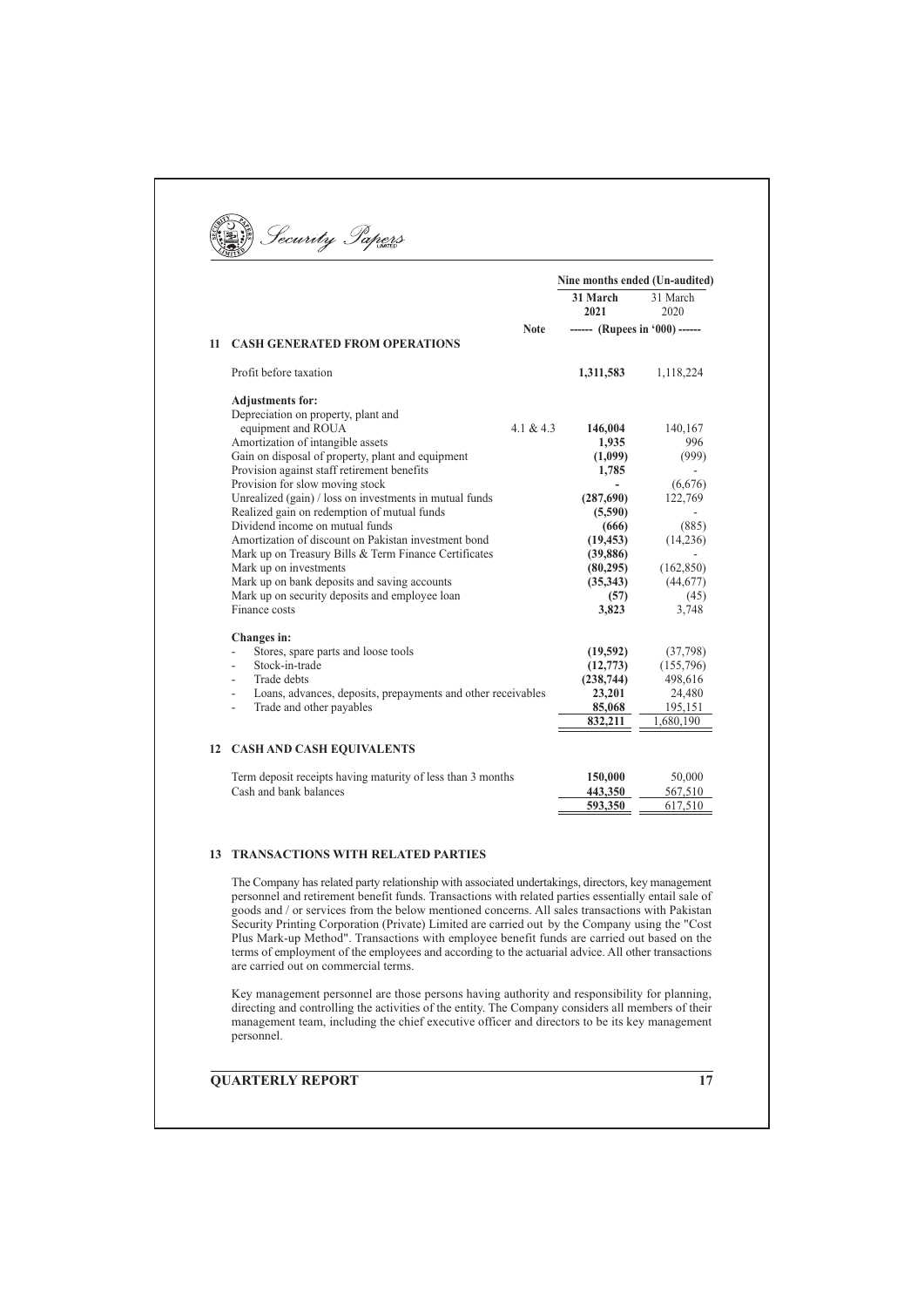| | Note | Nine months ended (Un-audited) | |
|---|---|---|---|
| | | **31 March 2021** | 31 March 2020 |
| | | ------ (Rupees in '000) ------ | |
| **11 CASH GENERATED FROM OPERATIONS** | | | |
| Profit before taxation | | **1,311,583** | 1,118,224 |
| **Adjustments for:** | | | |
| Depreciation on property, plant and equipment and ROUA | 4.1 & 4.3 | **146,004** | 140,167 |
| Amortization of intangible assets | | **1,935** | 996 |
| Gain on disposal of property, plant and equipment | | **(1,099)** | (999) |
| Provision against staff retirement benefits | | **1,785** | - |
| Provision for slow moving stock | | **-** | (6,676) |
| Unrealized (gain) / loss on investments in mutual funds | | **(287,690)** | 122,769 |
| Realized gain on redemption of mutual funds | | **(5,590)** | - |
| Dividend income on mutual funds | | **(666)** | (885) |
| Amortization of discount on Pakistan investment bond | | **(19,453)** | (14,236) |
| Mark up on Treasury Bills & Term Finance Certificates | | **(39,886)** | - |
| Mark up on investments | | **(80,295)** | (162,850) |
| Mark up on bank deposits and saving accounts | | **(35,343)** | (44,677) |
| Mark up on security deposits and employee loan | | **(57)** | (45) |
| Finance costs | | **3,823** | 3,748 |
| **Changes in:** | | | |
| - Stores, spare parts and loose tools | | **(19,592)** | (37,798) |
| - Stock-in-trade | | **(12,773)** | (155,796) |
| - Trade debts | | **(238,744)** | 498,616 |
| - Loans, advances, deposits, prepayments and other receivables | | **23,201** | 24,480 |
| - Trade and other payables | | **85,068** | 195,151 |
| | | **832,211** | 1,680,190 |
| **12 CASH AND CASH EQUIVALENTS** | | | |
| Term deposit receipts having maturity of less than 3 months | | **150,000** | 50,000 |
| Cash and bank balances | | **443,350** | 567,510 |
| | | **593,350** | 617,510 |

## 13 TRANSACTIONS WITH RELATED PARTIES

The Company has related party relationship with associated undertakings, directors, key management personnel and retirement benefit funds. Transactions with related parties essentially entail sale of goods and / or services from the below mentioned concerns. All sales transactions with Pakistan Security Printing Corporation (Private) Limited are carried out by the Company using the "Cost Plus Mark-up Method". Transactions with employee benefit funds are carried out based on the terms of employment of the employees and according to the actuarial advice. All other transactions are carried out on commercial terms.

Key management personnel are those persons having authority and responsibility for planning, directing and controlling the activities of the entity. The Company considers all members of their management team, including the chief executive officer and directors to be its key management personnel.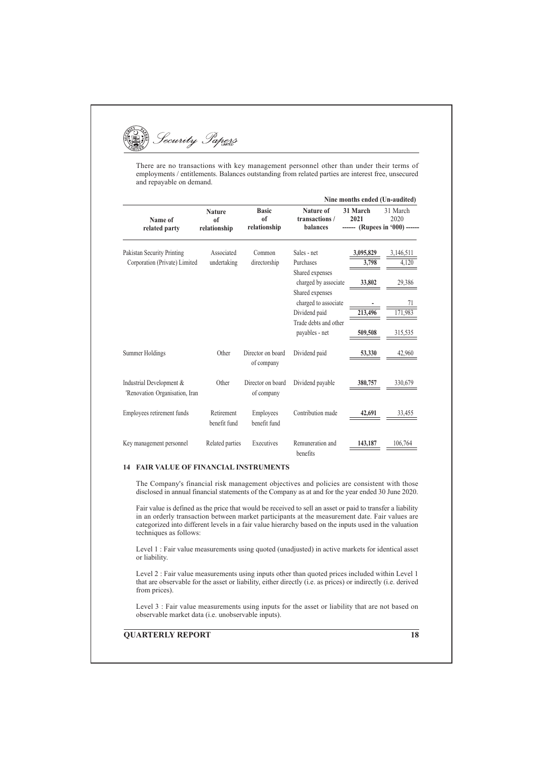There are no transactions with key management personnel other than under their terms of employments / entitlements. Balances outstanding from related parties are interest free, unsecured and repayable on demand.

| Name of related party | Nature of relationship | Basic of relationship | Nature of transactions / balances | Nine months ended (Un-audited) 31 March 2021 | 31 March 2020 |
|---|---|---|---|---|---|
| | | | | ------ (Rupees in '000) ------ | |
| Pakistan Security Printing Corporation (Private) Limited | Associated undertaking | Common directorship | Sales - net | **3,095,829** | 3,146,511 |
| | | | Purchases | **3,798** | 4,120 |
| | | | Shared expenses charged by associate | **33,802** | 29,386 |
| | | | Shared expenses charged to associate | **-** | 71 |
| | | | Dividend paid | **213,496** | 171,983 |
| | | | Trade debts and other payables - net | **509,508** | 315,535 |
| Summer Holdings | Other | Director on board of company | Dividend paid | **53,330** | 42,960 |
| Industrial Development & 'Renovation Organisation, Iran | Other | Director on board of company | Dividend payable | **380,757** | 330,679 |
| Employees retirement funds | Retirement benefit fund | Employees benefit fund | Contribution made | **42,691** | 33,455 |
| Key management personnel | Related parties | Executives | Remuneration and benefits | **143,187** | 106,764 |

## 14 FAIR VALUE OF FINANCIAL INSTRUMENTS

The Company's financial risk management objectives and policies are consistent with those disclosed in annual financial statements of the Company as at and for the year ended 30 June 2020.

Fair value is defined as the price that would be received to sell an asset or paid to transfer a liability in an orderly transaction between market participants at the measurement date. Fair values are categorized into different levels in a fair value hierarchy based on the inputs used in the valuation techniques as follows:

Level 1 : Fair value measurements using quoted (unadjusted) in active markets for identical asset or liability.

Level 2 : Fair value measurements using inputs other than quoted prices included within Level 1 that are observable for the asset or liability, either directly (i.e. as prices) or indirectly (i.e. derived from prices).

Level 3 : Fair value measurements using inputs for the asset or liability that are not based on observable market data (i.e. unobservable inputs).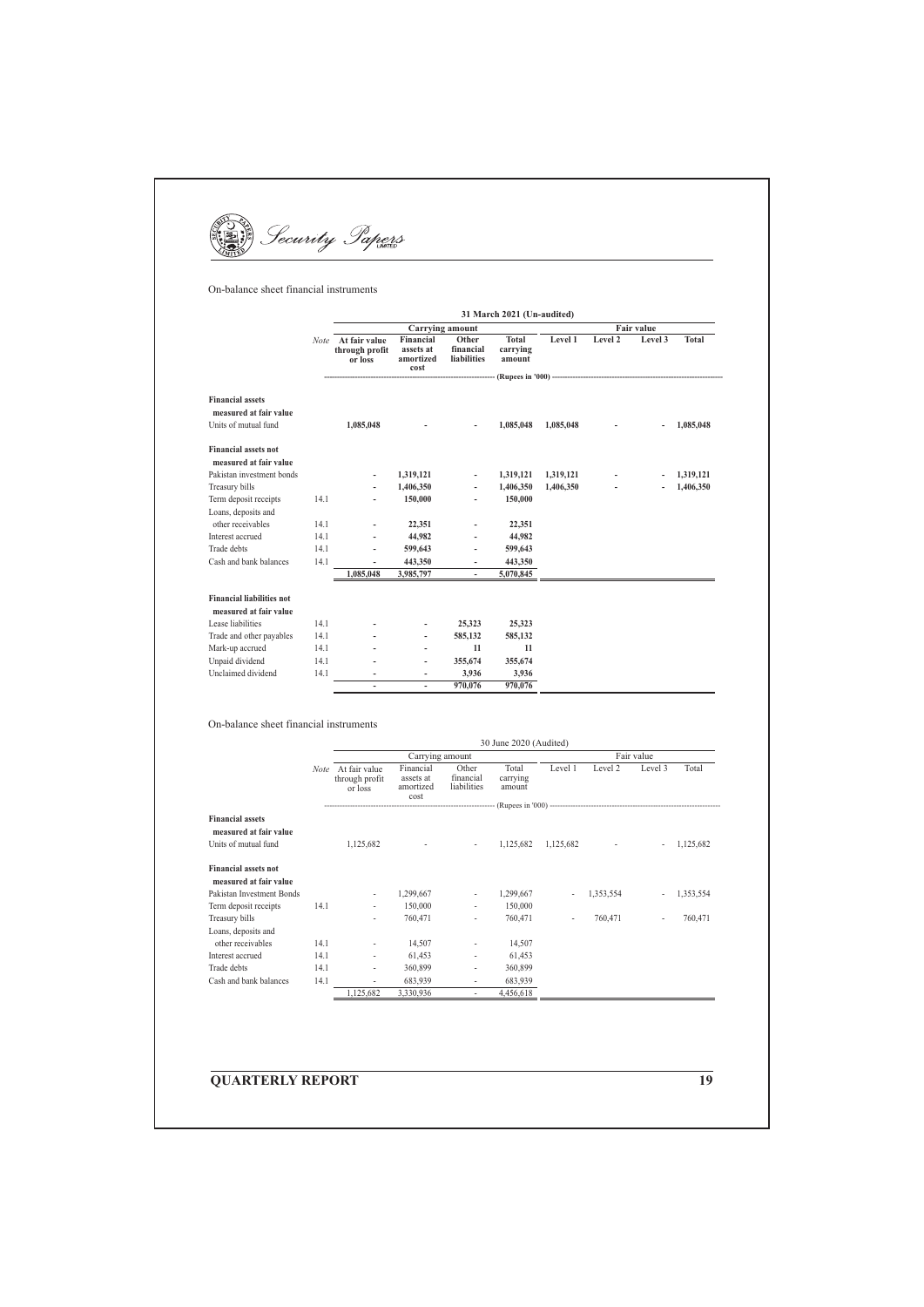On-balance sheet financial instruments

| | Note | 31 March 2021 (Un-audited) | | | | | | | |
|---|---|---|---|---|---|---|---|---|---|
| | | Carrying amount | | | | Fair value | | | |
| | | At fair value through profit or loss | Financial assets at amortized cost | Other financial liabilities | Total carrying amount | Level 1 | Level 2 | Level 3 | Total |
| | | (Rupees in '000) | | | | | | | |
| **Financial assets measured at fair value** | | | | | | | | | |
| Units of mutual fund | | 1,085,048 | - | - | 1,085,048 | 1,085,048 | - | - | 1,085,048 |
| **Financial assets not measured at fair value** | | | | | | | | | |
| Pakistan investment bonds | | - | 1,319,121 | - | 1,319,121 | 1,319,121 | - | - | 1,319,121 |
| Treasury bills | | - | 1,406,350 | - | 1,406,350 | 1,406,350 | - | - | 1,406,350 |
| Term deposit receipts | 14.1 | - | 150,000 | - | 150,000 | | | | |
| Loans, deposits and other receivables | 14.1 | - | 22,351 | - | 22,351 | | | | |
| Interest accrued | 14.1 | - | 44,982 | - | 44,982 | | | | |
| Trade debts | 14.1 | - | 599,643 | - | 599,643 | | | | |
| Cash and bank balances | 14.1 | - | 443,350 | - | 443,350 | | | | |
| | | 1,085,048 | 3,985,797 | - | 5,070,845 | | | | |
| **Financial liabilities not measured at fair value** | | | | | | | | | |
| Lease liabilities | 14.1 | - | - | 25,323 | 25,323 | | | | |
| Trade and other payables | 14.1 | - | - | 585,132 | 585,132 | | | | |
| Mark-up accrued | 14.1 | - | - | 11 | 11 | | | | |
| Unpaid dividend | 14.1 | - | - | 355,674 | 355,674 | | | | |
| Unclaimed dividend | 14.1 | - | - | 3,936 | 3,936 | | | | |
| | | - | - | 970,076 | 970,076 | | | | |

On-balance sheet financial instruments

| | Note | 30 June 2020 (Audited) | | | | | | | |
|---|---|---|---|---|---|---|---|---|---|
| | | Carrying amount | | | | Fair value | | | |
| | | At fair value through profit or loss | Financial assets at amortized cost | Other financial liabilities | Total carrying amount | Level 1 | Level 2 | Level 3 | Total |
| | | (Rupees in '000) | | | | | | | |
| **Financial assets measured at fair value** | | | | | | | | | |
| Units of mutual fund | | 1,125,682 | - | - | 1,125,682 | 1,125,682 | - | - | 1,125,682 |
| **Financial assets not measured at fair value** | | | | | | | | | |
| Pakistan Investment Bonds | | - | 1,299,667 | - | 1,299,667 | - | 1,353,554 | - | 1,353,554 |
| Term deposit receipts | 14.1 | - | 150,000 | - | 150,000 | | | | |
| Treasury bills | | - | 760,471 | - | 760,471 | - | 760,471 | - | 760,471 |
| Loans, deposits and other receivables | 14.1 | - | 14,507 | - | 14,507 | | | | |
| Interest accrued | 14.1 | - | 61,453 | - | 61,453 | | | | |
| Trade debts | 14.1 | - | 360,899 | - | 360,899 | | | | |
| Cash and bank balances | 14.1 | - | 683,939 | - | 683,939 | | | | |
| | | 1,125,682 | 3,330,936 | - | 4,456,618 | | | | |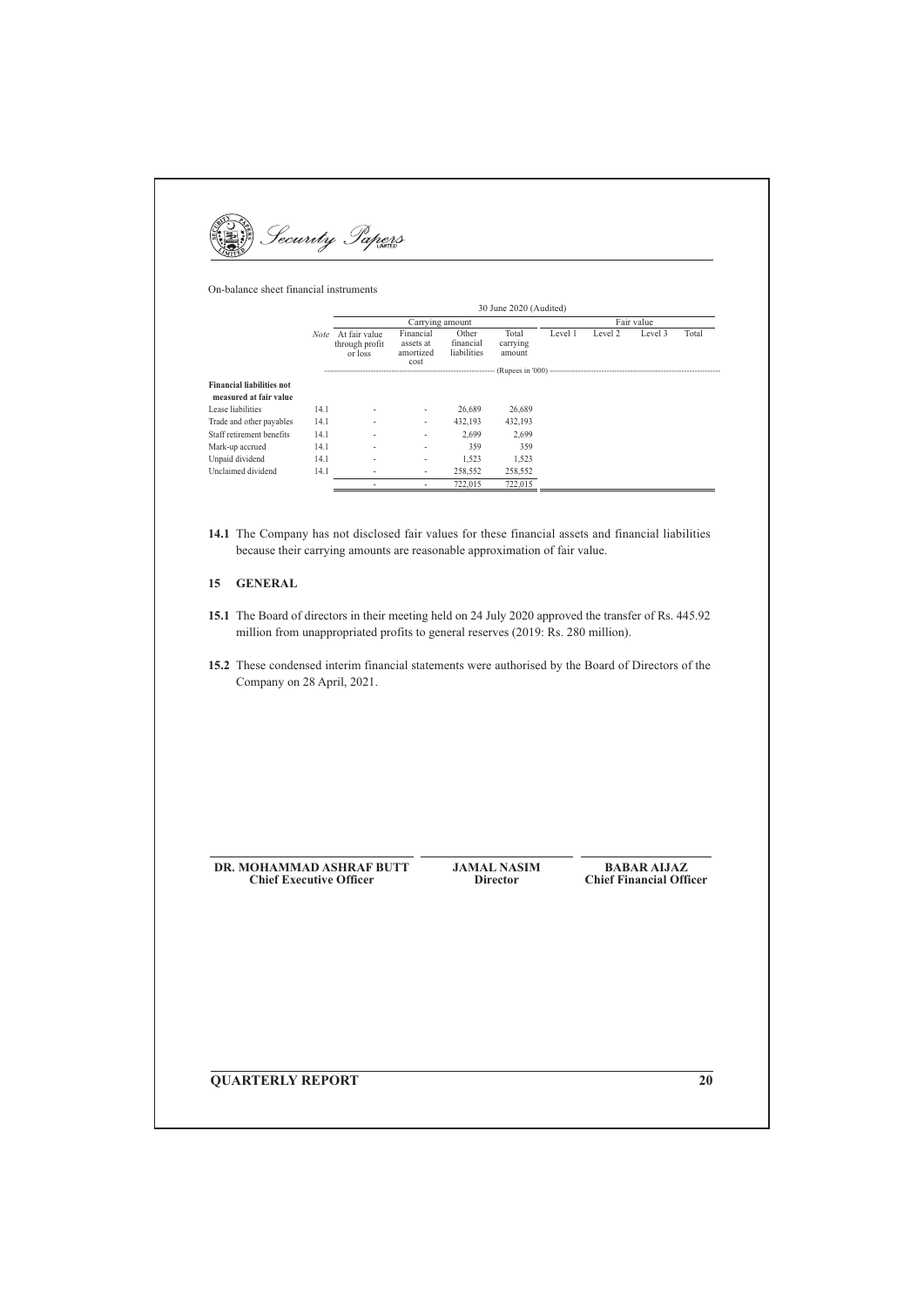On-balance sheet financial instruments

| | | 30 June 2020 (Audited) | | | | | | | |
|---|---|---|---|---|---|---|---|---|---|
| | | Carrying amount | | | | Fair value | | | |
| | *Note* | At fair value through profit or loss | Financial assets at amortized cost | Other financial liabilities | Total carrying amount | Level 1 | Level 2 | Level 3 | Total |
| | | (Rupees in '000) | | | | | | | |
| **Financial liabilities not measured at fair value** | | | | | | | | | |
| Lease liabilities | 14.1 | - | - | 26,689 | 26,689 | | | | |
| Trade and other payables | 14.1 | - | - | 432,193 | 432,193 | | | | |
| Staff retirement benefits | 14.1 | - | - | 2,699 | 2,699 | | | | |
| Mark-up accrued | 14.1 | - | - | 359 | 359 | | | | |
| Unpaid dividend | 14.1 | - | - | 1,523 | 1,523 | | | | |
| Unclaimed dividend | 14.1 | - | - | 258,552 | 258,552 | | | | |
| | | - | - | 722,015 | 722,015 | | | | |

**14.1** The Company has not disclosed fair values for these financial assets and financial liabilities because their carrying amounts are reasonable approximation of fair value.

## 15 GENERAL

**15.1** The Board of directors in their meeting held on 24 July 2020 approved the transfer of Rs. 445.92 million from unappropriated profits to general reserves (2019: Rs. 280 million).

**15.2** These condensed interim financial statements were authorised by the Board of Directors of the Company on 28 April, 2021.

**DR. MOHAMMAD ASHRAF BUTT**
**Chief Executive Officer**

**JAMAL NASIM**
**Director**

**BABAR AIJAZ**
**Chief Financial Officer**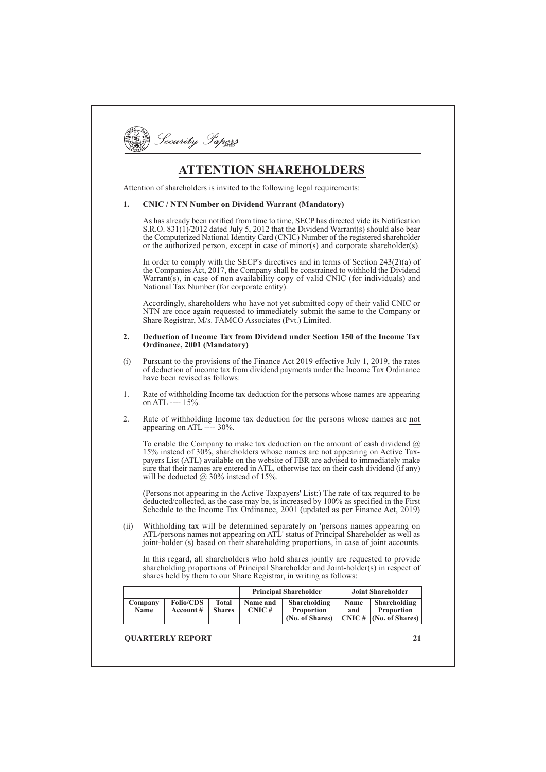# ATTENTION SHAREHOLDERS

Attention of shareholders is invited to the following legal requirements:

## 1. CNIC / NTN Number on Dividend Warrant (Mandatory)

As has already been notified from time to time, SECP has directed vide its Notification S.R.O. 831(1)/2012 dated July 5, 2012 that the Dividend Warrant(s) should also bear the Computerized National Identity Card (CNIC) Number of the registered shareholder or the authorized person, except in case of minor(s) and corporate shareholder(s).

In order to comply with the SECP's directives and in terms of Section 243(2)(a) of the Companies Act, 2017, the Company shall be constrained to withhold the Dividend Warrant(s), in case of non availability copy of valid CNIC (for individuals) and National Tax Number (for corporate entity).

Accordingly, shareholders who have not yet submitted copy of their valid CNIC or NTN are once again requested to immediately submit the same to the Company or Share Registrar, M/s. FAMCO Associates (Pvt.) Limited.

## 2. Deduction of Income Tax from Dividend under Section 150 of the Income Tax Ordinance, 2001 (Mandatory)

(i) Pursuant to the provisions of the Finance Act 2019 effective July 1, 2019, the rates of deduction of income tax from dividend payments under the Income Tax Ordinance have been revised as follows:

1. Rate of withholding Income tax deduction for the persons whose names are appearing on ATL ---- 15%.

2. Rate of withholding Income tax deduction for the persons whose names are not appearing on ATL ---- 30%.

To enable the Company to make tax deduction on the amount of cash dividend @ 15% instead of 30%, shareholders whose names are not appearing on Active Taxpayers List (ATL) available on the website of FBR are advised to immediately make sure that their names are entered in ATL, otherwise tax on their cash dividend (if any) will be deducted @ 30% instead of 15%.

(Persons not appearing in the Active Taxpayers' List:) The rate of tax required to be deducted/collected, as the case may be, is increased by 100% as specified in the First Schedule to the Income Tax Ordinance, 2001 (updated as per Finance Act, 2019)

(ii) Withholding tax will be determined separately on 'persons names appearing on ATL/persons names not appearing on ATL' status of Principal Shareholder as well as joint-holder (s) based on their shareholding proportions, in case of joint accounts.

In this regard, all shareholders who hold shares jointly are requested to provide shareholding proportions of Principal Shareholder and Joint-holder(s) in respect of shares held by them to our Share Registrar, in writing as follows:

| | | | Principal Shareholder | | Joint Shareholder | |
|---|---|---|---|---|---|---|
| Company Name | Folio/CDS Account # | Total Shares | Name and CNIC # | Shareholding Proportion (No. of Shares) | Name and CNIC # | Shareholding Proportion (No. of Shares) |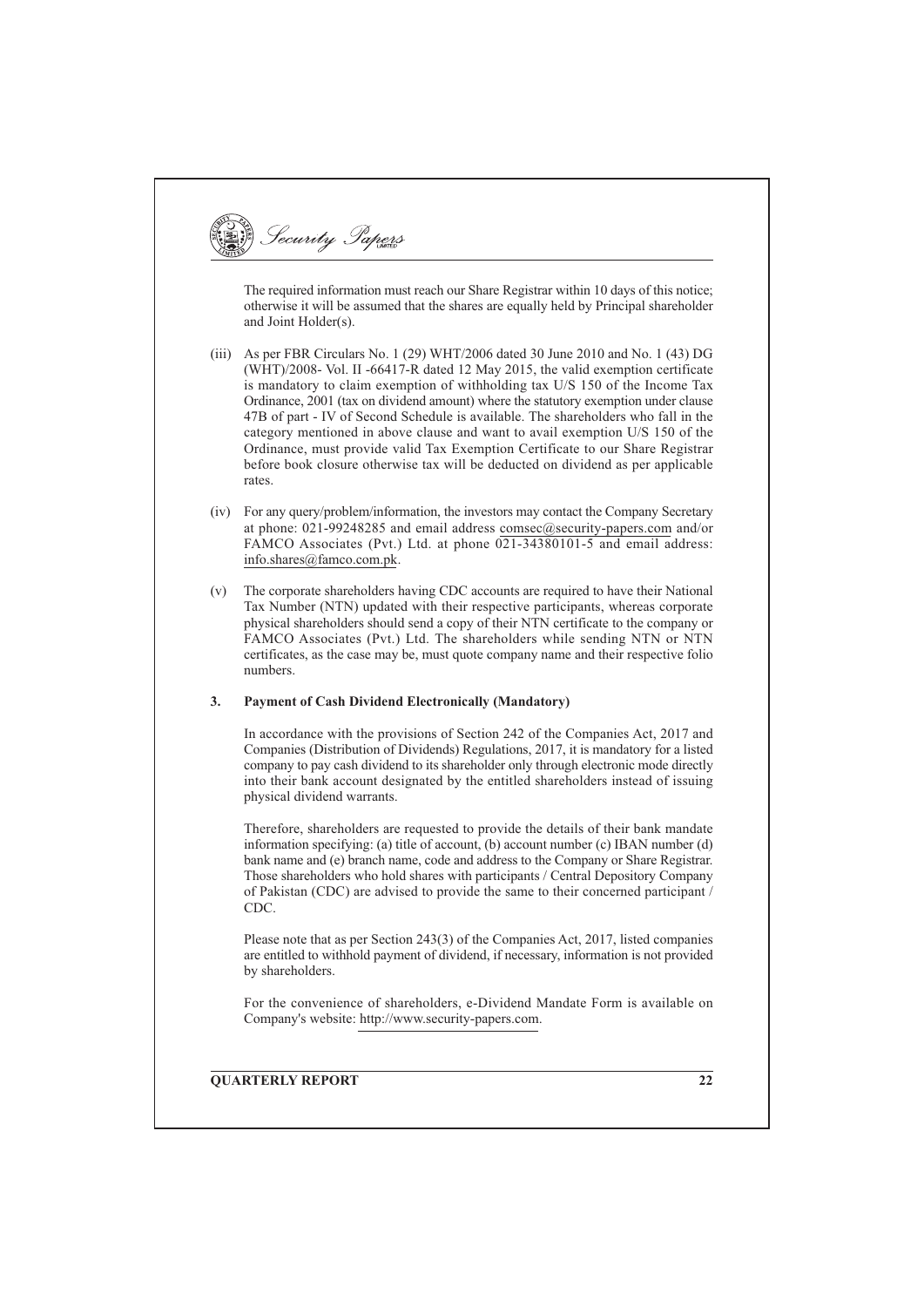The required information must reach our Share Registrar within 10 days of this notice; otherwise it will be assumed that the shares are equally held by Principal shareholder and Joint Holder(s).

(iii) As per FBR Circulars No. 1 (29) WHT/2006 dated 30 June 2010 and No. 1 (43) DG (WHT)/2008- Vol. II -66417-R dated 12 May 2015, the valid exemption certificate is mandatory to claim exemption of withholding tax U/S 150 of the Income Tax Ordinance, 2001 (tax on dividend amount) where the statutory exemption under clause 47B of part - IV of Second Schedule is available. The shareholders who fall in the category mentioned in above clause and want to avail exemption U/S 150 of the Ordinance, must provide valid Tax Exemption Certificate to our Share Registrar before book closure otherwise tax will be deducted on dividend as per applicable rates.

(iv) For any query/problem/information, the investors may contact the Company Secretary at phone: 021-99248285 and email address comsec@security-papers.com and/or FAMCO Associates (Pvt.) Ltd. at phone 021-34380101-5 and email address: info.shares@famco.com.pk.

(v) The corporate shareholders having CDC accounts are required to have their National Tax Number (NTN) updated with their respective participants, whereas corporate physical shareholders should send a copy of their NTN certificate to the company or FAMCO Associates (Pvt.) Ltd. The shareholders while sending NTN or NTN certificates, as the case may be, must quote company name and their respective folio numbers.

**3. Payment of Cash Dividend Electronically (Mandatory)**

In accordance with the provisions of Section 242 of the Companies Act, 2017 and Companies (Distribution of Dividends) Regulations, 2017, it is mandatory for a listed company to pay cash dividend to its shareholder only through electronic mode directly into their bank account designated by the entitled shareholders instead of issuing physical dividend warrants.

Therefore, shareholders are requested to provide the details of their bank mandate information specifying: (a) title of account, (b) account number (c) IBAN number (d) bank name and (e) branch name, code and address to the Company or Share Registrar. Those shareholders who hold shares with participants / Central Depository Company of Pakistan (CDC) are advised to provide the same to their concerned participant / CDC.

Please note that as per Section 243(3) of the Companies Act, 2017, listed companies are entitled to withhold payment of dividend, if necessary, information is not provided by shareholders.

For the convenience of shareholders, e-Dividend Mandate Form is available on Company's website: http://www.security-papers.com.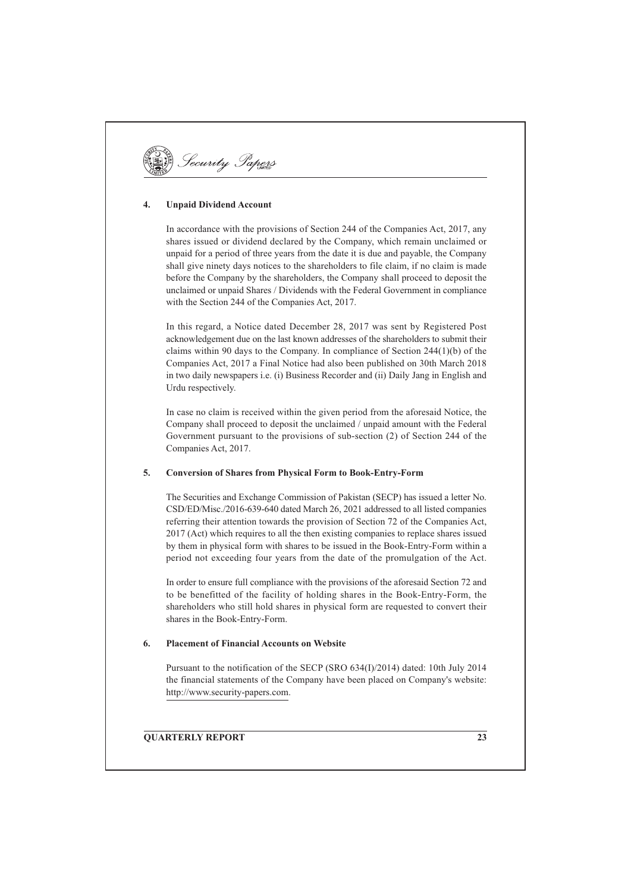### 4. Unpaid Dividend Account

In accordance with the provisions of Section 244 of the Companies Act, 2017, any shares issued or dividend declared by the Company, which remain unclaimed or unpaid for a period of three years from the date it is due and payable, the Company shall give ninety days notices to the shareholders to file claim, if no claim is made before the Company by the shareholders, the Company shall proceed to deposit the unclaimed or unpaid Shares / Dividends with the Federal Government in compliance with the Section 244 of the Companies Act, 2017.

In this regard, a Notice dated December 28, 2017 was sent by Registered Post acknowledgement due on the last known addresses of the shareholders to submit their claims within 90 days to the Company. In compliance of Section 244(1)(b) of the Companies Act, 2017 a Final Notice had also been published on 30th March 2018 in two daily newspapers i.e. (i) Business Recorder and (ii) Daily Jang in English and Urdu respectively.

In case no claim is received within the given period from the aforesaid Notice, the Company shall proceed to deposit the unclaimed / unpaid amount with the Federal Government pursuant to the provisions of sub-section (2) of Section 244 of the Companies Act, 2017.

### 5. Conversion of Shares from Physical Form to Book-Entry-Form

The Securities and Exchange Commission of Pakistan (SECP) has issued a letter No. CSD/ED/Misc./2016-639-640 dated March 26, 2021 addressed to all listed companies referring their attention towards the provision of Section 72 of the Companies Act, 2017 (Act) which requires to all the then existing companies to replace shares issued by them in physical form with shares to be issued in the Book-Entry-Form within a period not exceeding four years from the date of the promulgation of the Act.

In order to ensure full compliance with the provisions of the aforesaid Section 72 and to be benefitted of the facility of holding shares in the Book-Entry-Form, the shareholders who still hold shares in physical form are requested to convert their shares in the Book-Entry-Form.

### 6. Placement of Financial Accounts on Website

Pursuant to the notification of the SECP (SRO 634(I)/2014) dated: 10th July 2014 the financial statements of the Company have been placed on Company's website: http://www.security-papers.com.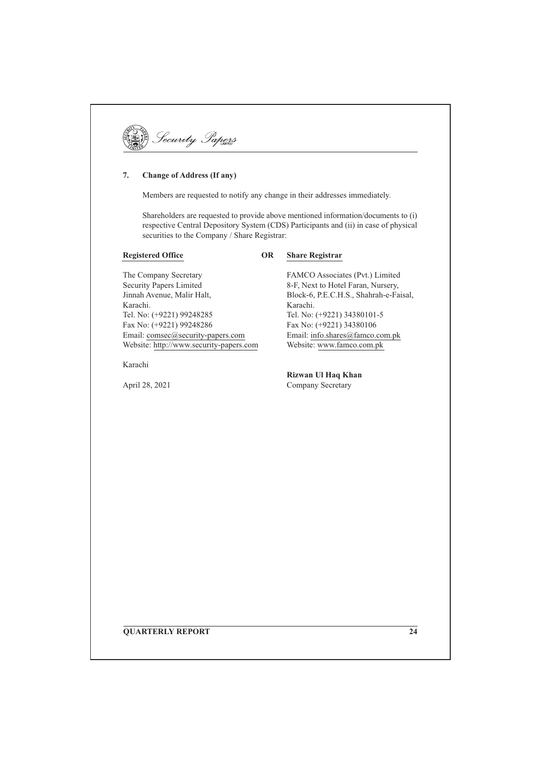## 7. Change of Address (If any)

Members are requested to notify any change in their addresses immediately.

Shareholders are requested to provide above mentioned information/documents to (i) respective Central Depository System (CDS) Participants and (ii) in case of physical securities to the Company / Share Registrar:

**Registered Office**

The Company Secretary
Security Papers Limited
Jinnah Avenue, Malir Halt,
Karachi.
Tel. No: (+9221) 99248285
Fax No: (+9221) 99248286
Email: comsec@security-papers.com
Website: http://www.security-papers.com

**OR**

**Share Registrar**

FAMCO Associates (Pvt.) Limited
8-F, Next to Hotel Faran, Nursery,
Block-6, P.E.C.H.S., Shahrah-e-Faisal,
Karachi.
Tel. No: (+9221) 34380101-5
Fax No: (+9221) 34380106
Email: info.shares@famco.com.pk
Website: www.famco.com.pk

Karachi

April 28, 2021

**Rizwan Ul Haq Khan**
Company Secretary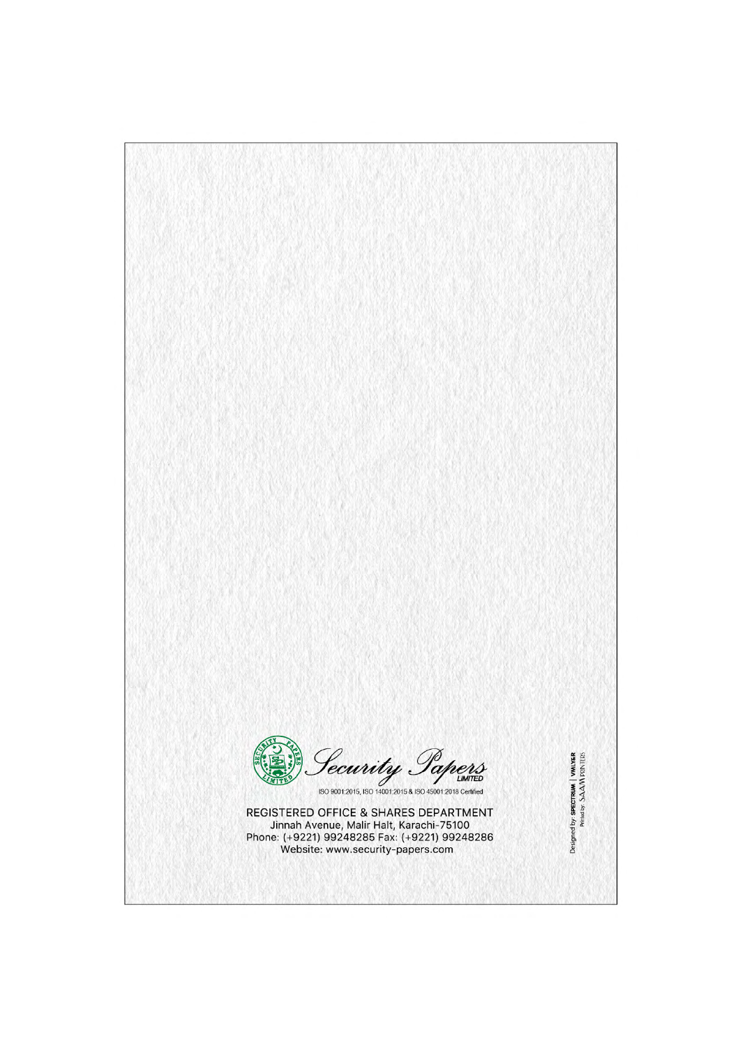Security Papers LIMITED

ISO 9001:2015, ISO 14001:2015 & ISO 45001:2018 Certified

REGISTERED OFFICE & SHARES DEPARTMENT
Jinnah Avenue, Malir Halt, Karachi-75100
Phone: (+9221) 99248285 Fax: (+9221) 99248286
Website: www.security-papers.com

Designed by: SPECTRUM | VMLY&R
Printed by: SAAM PRINTERS